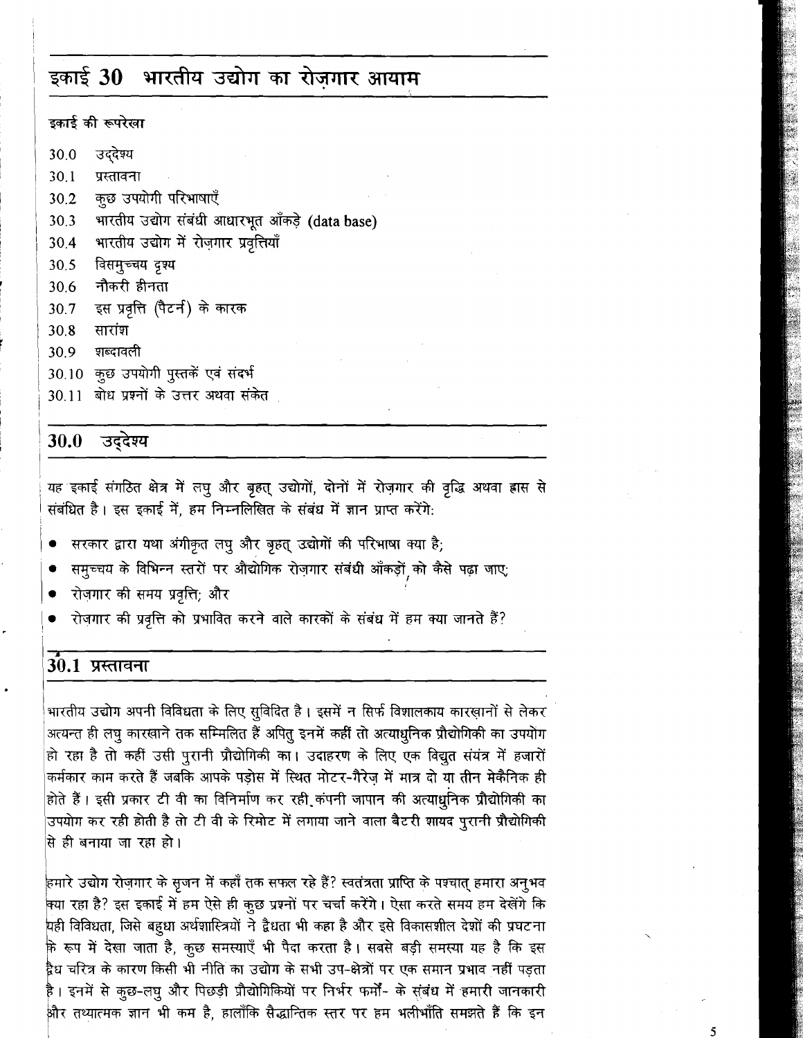# इकाई 30 भारतीय उद्योग का रोज़गार आयाम

**इकाई की रूपरेखा**

- 30.0 उद्देश्य
- 30.1 प्रस्तावना
- 30.2 कुछ उपयोगी परिभाषाएँ
- 30.3 भारतीय उद्योग संबंधी आधारभूत आँकड़े (data base)
- 30.4 भारतीय उद्योग में रोज़गार प्रवृत्तियाँ
- 30.5 विसमुच्चय दृश्य
- 30.6 नौकरी हीनता
- 30.7 इस प्रवृत्ति (पैटर्न) के कारक
- 30.8 सारांश
- 30.9 शब्दावली
- 30.10 कुछ उपयोगी पुस्तकें एवं संदर्भ
- 30.11 बोध प्रश्नों के उत्तर अथवा संकेत

## 30.0 उद्देश्य

यह इकाई संगठित क्षेत्र में लघु और बृहत् उद्योगों, दोनों में रोज़गार की वृद्धि अथवा ह्रास से संबंधित है। इस इकाई में, हम निम्नलिखित के संबंध में ज्ञान प्राप्त करेंगे:

- सरकार द्वारा यथा अंगीकृत लघु और बृहत् उद्योगों की परिभाषा क्या है;
- समुच्चय के विभिन्न स्तरों पर औद्योगिक रोज़गार संबंधी आँकड़ों को कैसे पढ़ा जाए;
- रोज़गार की समय प्रवृत्ति; और
- रोज़गार की प्रवृत्ति को प्रभावित करने वाले कारकों के संबंध में हम क्या जानते हैं?

## 30.1 प्रस्तावना

भारतीय उद्योग अपनी विविधता के लिए सुविदित है। इसमें न सिर्फ विशालकाय कारख़ानों से लेकर अत्यन्त ही लघु कारखाने तक सम्मिलित हैं अपितु इनमें कहीं तो अत्याधुनिक प्रौद्योगिकी का उपयोग हो रहा है तो कहीं उसी पुरानी प्रौद्योगिकी का। उदाहरण के लिए एक विद्युत संयंत्र में हजारों कर्मकार काम करते हैं जबकि आपके पड़ोस में स्थित मोटर-गैरेज़ में मात्र दो या तीन मेकैनिक ही होते हैं। इसी प्रकार टी वी का विनिर्माण कर रही कंपनी जापान की अत्याधुनिक प्रौद्योगिकी का उपयोग कर रही होती है तो टी वी के रिमोट में लगाया जाने वाला बैटरी शायद पुरानी प्रौद्योगिकी से ही बनाया जा रहा हो।

हमारे उद्योग रोज़गार के सृजन में कहाँ तक सफल रहे हैं? स्वतंत्रता प्राप्ति के पश्चात् हमारा अनुभव क्या रहा है? इस इकाई में हम ऐसे ही कुछ प्रश्नों पर चर्चा करेंगे। ऐसा करते समय हम देखेंगे कि यही विविधता, जिसे बहुधा अर्थशास्त्रियों ने द्वैधता भी कहा है और इसे विकासशील देशों की प्रघटना के रूप में देखा जाता है, कुछ समस्याएँ भी पैदा करता है। सबसे बड़ी समस्या यह है कि इस द्वैध चरित्र के कारण किसी भी नीति का उद्योग के सभी उप-क्षेत्रों पर एक समान प्रभाव नहीं पड़ता है। इनमें से कुछ-लघु और पिछड़ी प्रौद्योगिकियों पर निर्भर फर्मों- के संबंध में हमारी जानकारी और तथ्यात्मक ज्ञान भी कम है, हालाँकि सैद्धान्तिक स्तर पर हम भलीभाँति समझते हैं कि इन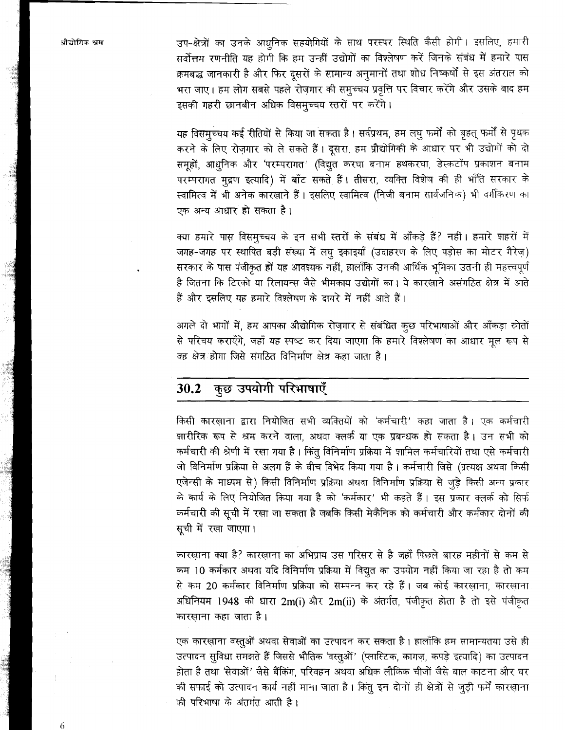उप-क्षेत्रों का उनके आधुनिक सहयोगियों के साथ परस्पर स्थिति कैसी होगी। इसलिए, हमारी सर्वोत्तम रणनीति यह होगी कि हम उन्हीं उद्योगों का विश्लेषण करें जिनके संबंध में हमारे पास क्रमबद्ध जानकारी है और फिर दूसरों के सामान्य अनुमानों तथा शोध निष्कर्षों से इस अंतराल को भरा जाए। हम लोग सबसे पहले रोज़गार की समुच्चय प्रवृत्ति पर विचार करेंगे और उसके बाद हम इसकी गहरी छानबीन अधिक विसमुच्चय स्तरों पर करेंगे।

यह विसमुच्चय कई रीतियों से किया जा सकता है। सर्वप्रथम, हम लघु फर्मों को बृहत् फर्मों से पृथक करने के लिए रोज़गार को ले सकते हैं। दूसरा, हम प्रौद्योगिकी के आधार पर भी उद्योगों को दो समूहों, आधुनिक और 'परम्परागत' (विद्युत करघा बनाम हथकरघा, डेस्कटॉप प्रकाशन बनाम परम्परागत मुद्रण इत्यादि) में बाँट सकते हैं। तीसरा, व्यक्ति विशेष की ही भाँति सरकार के स्वामित्व में भी अनेक कारखाने हैं। इसलिए स्वामित्व (निजी बनाम सार्वजनिक) भी वर्गीकरण का एक अन्य आधार हो सकता है।

क्या हमारे पास विसमुच्चय के इन सभी स्तरों के संबंध में आँकड़े हैं? नहीं। हमारे शहरों में जगह-जगह पर स्थापित बड़ी संख्या में लघु इकाइयाँ (उदाहरण के लिए पड़ोस का मोटर गैरेज़) सरकार के पास पंजीकृत हों यह आवश्यक नहीं, हालाँकि उनकी आर्थिक भूमिका उतनी ही महत्त्वपूर्ण है जितना कि टिस्को या रिलायन्स जैसे भीमकाय उद्योगों का। ये कारखाने असंगठित क्षेत्र में आते हैं और इसलिए यह हमारे विश्लेषण के दायरे में नहीं आते हैं।

अगले दो भागों में, हम आपका औद्योगिक रोज़गार से संबंधित कुछ परिभाषाओं और आँकड़ा स्रोतों से परिचय कराएँगे, जहाँ यह स्पष्ट कर दिया जाएगा कि हमारे विश्लेषण का आधार मूल रूप से वह क्षेत्र होगा जिसे संगठित विनिर्माण क्षेत्र कहा जाता है।

## 30.2 कुछ उपयोगी परिभाषाएँ

किसी कारख़ाना द्वारा नियोजित सभी व्यक्तियों को 'कर्मचारी' कहा जाता है। एक कर्मचारी शारीरिक रूप से श्रम करने वाला, अथवा क्लर्क या एक प्रबन्धक हो सकता है। उन सभी को कर्मचारी की श्रेणी में रखा गया है। किंतु विनिर्माण प्रक्रिया में शामिल कर्मचारियों तथा एसे कर्मचारी जो विनिर्माण प्रक्रिया से अलग हैं के बीच विभेद किया गया है। कर्मचारी जिसे (प्रत्यक्ष अथवा किसी एजेन्सी के माध्यम से) किसी विनिर्माण प्रक्रिया अथवा विनिर्माण प्रक्रिया से जुड़े किसी अन्य प्रकार के कार्य के लिए नियोजित किया गया है को 'कर्मकार' भी कहते हैं। इस प्रकार क्लर्क को सिर्फ कर्मचारी की सूची में रखा जा सकता है जबकि किसी मेकैनिक को कर्मचारी और कर्मकार दोनों की सूची में रखा जाएगा।

कारख़ाना क्या है? कारख़ाना का अभिप्राय उस परिसर से है जहाँ पिछले बारह महीनों से कम से कम 10 कर्मकार अथवा यदि विनिर्माण प्रक्रिया में विद्युत का उपयोग नहीं किया जा रहा है तो कम से कम 20 कर्मकार विनिर्माण प्रक्रिया को सम्पन्न कर रहे हैं। जब कोई कारख़ाना, कारख़ाना अधिनियम 1948 की धारा 2m(i) और 2m(ii) के अंतर्गत, पंजीकृत होता है तो इसे पंजीकृत कारख़ाना कहा जाता है।

एक कारख़ाना वस्तुओं अथवा सेवाओं का उत्पादन कर सकता है। हालाँकि हम सामान्यतया उसे ही उत्पादन सुविधा समझते हैं जिससे भौतिक 'वस्तुओं' (प्लास्टिक, कागज, कपड़े इत्यादि) का उत्पादन होता है तथा 'सेवाओं' जैसे बैंकिंग, परिवहन अथवा अधिक लौकिक चीजों जैसे बाल काटना और घर की सफाई को उत्पादन कार्य नहीं माना जाता है। किंतु इन दोनों ही क्षेत्रों से जुड़ी फर्में कारख़ाना की परिभाषा के अंतर्गत आती है।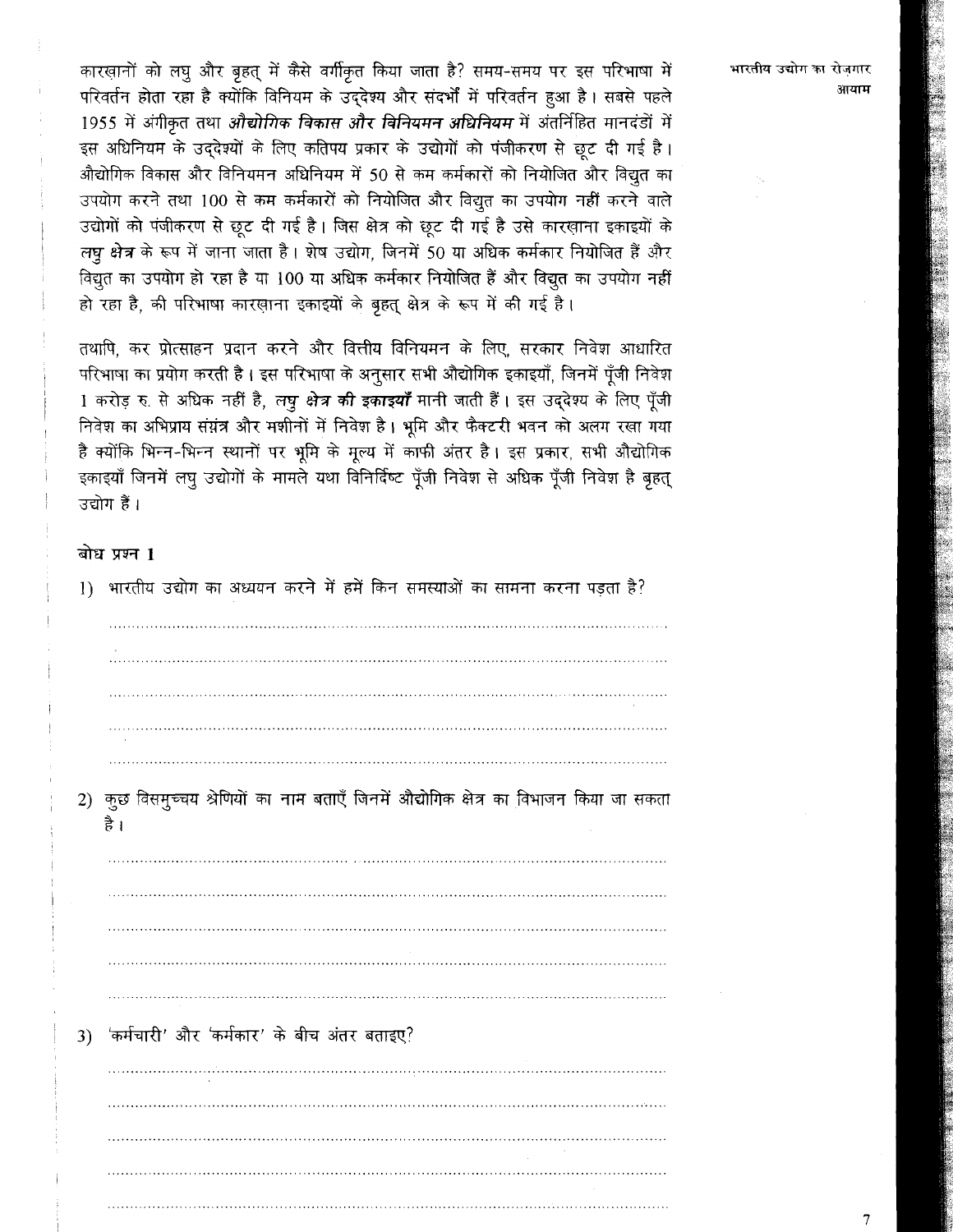कारख़ानों को लघु और बृहत् में कैसे वर्गीकृत किया जाता है? समय-समय पर इस परिभाषा में परिवर्तन होता रहा है क्योंकि विनियम के उद्देश्य और संदर्भों में परिवर्तन हुआ है। सबसे पहले 1955 में अंगीकृत तथा ***औद्योगिक विकास और विनियमन अधिनियम*** में अंतर्निहित मानदंडों में इस अधिनियम के उद्देश्यों के लिए कतिपय प्रकार के उद्योगों को पंजीकरण से छूट दी गई है। औद्योगिक विकास और विनियमन अधिनियम में 50 से कम कर्मकारों को नियोजित और विद्युत का उपयोग करने तथा 100 से कम कर्मकारों को नियोजित और विद्युत का उपयोग नहीं करने वाले उद्योगों को पंजीकरण से छूट दी गई है। जिस क्षेत्र को छूट दी गई है उसे कारख़ाना इकाइयों के ***लघु क्षेत्र*** के रूप में जाना जाता है। शेष उद्योग, जिनमें 50 या अधिक कर्मकार नियोजित हैं और विद्युत का उपयोग हो रहा है या 100 या अधिक कर्मकार नियोजित हैं और विद्युत का उपयोग नहीं हो रहा है, की परिभाषा कारख़ाना इकाइयों के बृहत् क्षेत्र के रूप में की गई है।

तथापि, कर प्रोत्साहन प्रदान करने और वित्तीय विनियमन के लिए, सरकार निवेश आधारित परिभाषा का प्रयोग करती है। इस परिभाषा के अनुसार सभी औद्योगिक इकाइयाँ, जिनमें पूँजी निवेश 1 करोड़ रु. से अधिक नहीं है, ***लघु क्षेत्र की इकाइयाँ*** मानी जाती हैं। इस उद्देश्य के लिए पूँजी निवेश का अभिप्राय संयंत्र और मशीनों में निवेश है। भूमि और फैक्टरी भवन को अलग रखा गया है क्योंकि भिन्न-भिन्न स्थानों पर भूमि के मूल्य में काफी अंतर है। इस प्रकार, सभी औद्योगिक इकाइयाँ जिनमें लघु उद्योगों के मामले यथा विनिर्दिष्ट पूँजी निवेश से अधिक पूँजी निवेश है बृहत् उद्योग हैं।

### बोध प्रश्न 1

1) भारतीय उद्योग का अध्ययन करने में हमें किन समस्याओं का सामना करना पड़ता है?

.....................................................................................................................

.....................................................................................................................

.....................................................................................................................

.....................................................................................................................

.....................................................................................................................

2) कुछ विसमुच्चय श्रेणियों का नाम बताएँ जिनमें औद्योगिक क्षेत्र का विभाजन किया जा सकता है।

.....................................................................................................................

.....................................................................................................................

.....................................................................................................................

.....................................................................................................................

.....................................................................................................................

3) 'कर्मचारी' और 'कर्मकार' के बीच अंतर बताइए?

.....................................................................................................................

.....................................................................................................................

.....................................................................................................................

.....................................................................................................................

.....................................................................................................................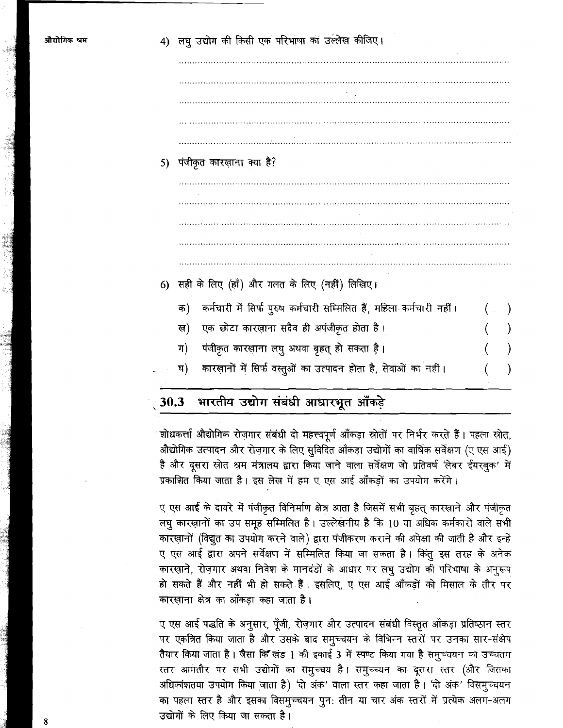4) लघु उद्योग की किसी एक परिभाषा का उल्लेख कीजिए।

..........................................................................................................................

..........................................................................................................................

..........................................................................................................................

..........................................................................................................................

..........................................................................................................................

5) पंजीकृत कारख़ाना क्या है?

..........................................................................................................................

..........................................................................................................................

..........................................................................................................................

..........................................................................................................................

..........................................................................................................................

6) सही के लिए (हाँ) और गलत के लिए (नहीं) लिखिए।

क) कर्मचारी में सिर्फ पुरुष कर्मचारी सम्मिलित हैं, महिला कर्मचारी नहीं। ( )

ख) एक छोटा कारख़ाना सदैव ही अपंजीकृत होता है। ( )

ग) पंजीकृत कारख़ाना लघु अथवा बृहत् हो सकता है। ( )

घ) कारख़ानों में सिर्फ वस्तुओं का उत्पादन होता है, सेवाओं का नहीं। ( )

## 30.3 भारतीय उद्योग संबंधी आधारभूत आँकड़े

शोधकर्त्ता औद्योगिक रोज़गार संबंधी दो महत्त्वपूर्ण आँकड़ा स्रोतों पर निर्भर करते हैं। पहला स्रोत, औद्योगिक उत्पादन और रोज़गार के लिए सुविदित आँकड़ा उद्योगों का वार्षिक सर्वेक्षण (ए एस आई) है और दूसरा स्रोत श्रम मंत्रालय द्वारा किया जाने वाला सर्वेक्षण जो प्रतिवर्ष 'लेबर ईयरबुक' में प्रकाशित किया जाता है। इस लेख में हम ए एस आई आँकड़ों का उपयोग करेंगे।

ए एस आई के दायरे में पंजीकृत विनिर्माण क्षेत्र आता है जिसमें सभी बृहत् कारखाने और पंजीकृत लघु कारख़ानों का उप समूह सम्मिलित है। उल्लेखनीय है कि 10 या अधिक कर्मकारों वाले सभी कारख़ानों (विद्युत का उपयोग करने वाले) द्वारा पंजीकरण कराने की अपेक्षा की जाती है और इन्हें ए एस आई द्वारा अपने सर्वेक्षण में सम्मिलित किया जा सकता है। किंतु इस तरह के अनेक कारख़ाने, रोज़गार अथवा निवेश के मानदंडों के आधार पर लघु उद्योग की परिभाषा के अनुरूप हो सकते हैं और नहीं भी हो सकते हैं। इसलिए, ए एस आई आँकड़ों को मिसाल के तौर पर कारख़ाना क्षेत्र का आँकड़ा कहा जाता है।

ए एस आई पद्धति के अनुसार, पूँजी, रोज़गार और उत्पादन संबंधी विस्तृत आँकड़ा प्रतिष्ठान स्तर पर एकत्रित किया जाता है और उसके बाद समुच्चयन के विभिन्न स्तरों पर उनका सार-संक्षेप तैयार किया जाता है। जैसा कि खंड 1 की इकाई 3 में स्पष्ट किया गया है समुच्चयन का उच्चतम स्तर आमतौर पर सभी उद्योगों का समुच्चय है। समुच्चयन का दूसरा स्तर (और जिसका अधिकांशतया उपयोग किया जाता है) 'दो अंक' वाला स्तर कहा जाता है। 'दो अंक' विसमुच्चयन का पहला स्तर है और इसका विसमुच्चयन पुनः तीन या चार अंक स्तरों में प्रत्येक अलग-अलग उद्योगों के लिए किया जा सकता है।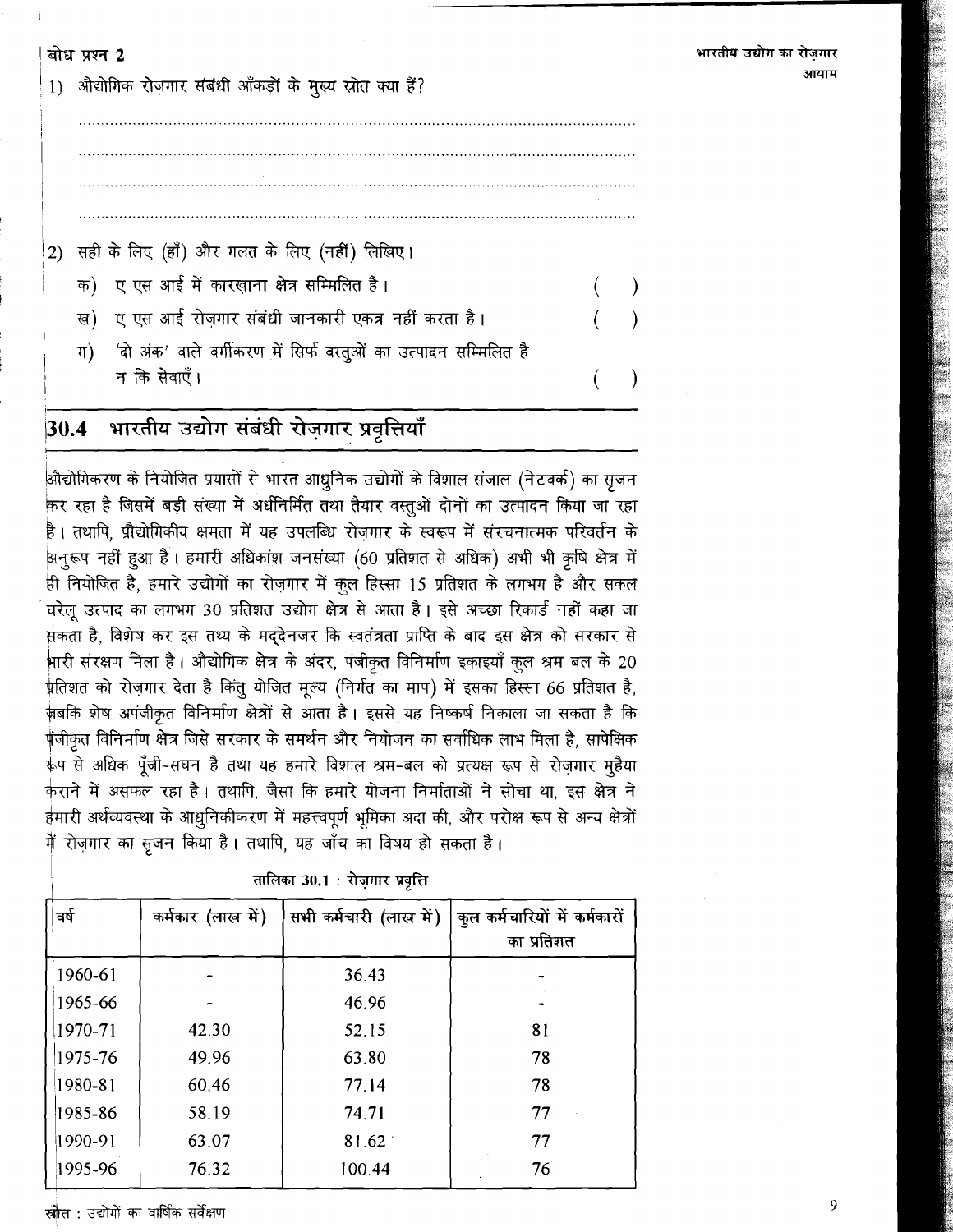**बोध प्रश्न 2**

1) औद्योगिक रोज़गार संबंधी आँकड़ों के मुख्य स्रोत क्या हैं?

..............................................................................................................

..............................................................................................................

..............................................................................................................

..............................................................................................................

2) सही के लिए (हाँ) और गलत के लिए (नहीं) लिखिए।

   क) ए एस आई में कारख़ाना क्षेत्र सम्मिलित है। ( )

   ख) ए एस आई रोज़गार संबंधी जानकारी एकत्र नहीं करता है। ( )

   ग) 'दो अंक' वाले वर्गीकरण में सिर्फ वस्तुओं का उत्पादन सम्मिलित है न कि सेवाएँ। ( )

## 30.4 भारतीय उद्योग संबंधी रोज़गार प्रवृत्तियाँ

औद्योगिकरण के नियोजित प्रयासों से भारत आधुनिक उद्योगों के विशाल संजाल (नेटवर्क) का सृजन कर रहा है जिसमें बड़ी संख्या में अर्धनिर्मित तथा तैयार वस्तुओं दोनों का उत्पादन किया जा रहा है। तथापि, प्रौद्योगिकीय क्षमता में यह उपलब्धि रोज़गार के स्वरूप में संरचनात्मक परिवर्तन के अनुरूप नहीं हुआ है। हमारी अधिकांश जनसंख्या (60 प्रतिशत से अधिक) अभी भी कृषि क्षेत्र में ही नियोजित है, हमारे उद्योगों का रोज़गार में कुल हिस्सा 15 प्रतिशत के लगभग है और सकल घरेलू उत्पाद का लगभग 30 प्रतिशत उद्योग क्षेत्र से आता है। इसे अच्छा रिकार्ड नहीं कहा जा सकता है, विशेष कर इस तथ्य के मद्देनजर कि स्वतंत्रता प्राप्ति के बाद इस क्षेत्र को सरकार से भारी संरक्षण मिला है। औद्योगिक क्षेत्र के अंदर, पंजीकृत विनिर्माण इकाइयाँ कुल श्रम बल के 20 प्रतिशत को रोज़गार देता है किंतु योजित मूल्य (निर्गत का माप) में इसका हिस्सा 66 प्रतिशत है, जबकि शेष अपंजीकृत विनिर्माण क्षेत्रों से आता है। इससे यह निष्कर्ष निकाला जा सकता है कि पंजीकृत विनिर्माण क्षेत्र जिसे सरकार के समर्थन और नियोजन का सर्वाधिक लाभ मिला है, सापेक्षिक रूप से अधिक पूँजी-सघन है तथा यह हमारे विशाल श्रम-बल को प्रत्यक्ष रूप से रोज़गार मुहैया कराने में असफल रहा है। तथापि, जैसा कि हमारे योजना निर्माताओं ने सोचा था, इस क्षेत्र ने हमारी अर्थव्यवस्था के आधुनिकीकरण में महत्त्वपूर्ण भूमिका अदा की, और परोक्ष रूप से अन्य क्षेत्रों में रोज़गार का सृजन किया है। तथापि, यह जाँच का विषय हो सकता है।

तालिका 30.1 : रोज़गार प्रवृत्ति

| वर्ष | कर्मकार (लाख में) | सभी कर्मचारी (लाख में) | कुल कर्मचारियों में कर्मकारों का प्रतिशत |
|---|---|---|---|
| 1960-61 | - | 36.43 | - |
| 1965-66 | - | 46.96 | - |
| 1970-71 | 42.30 | 52.15 | 81 |
| 1975-76 | 49.96 | 63.80 | 78 |
| 1980-81 | 60.46 | 77.14 | 78 |
| 1985-86 | 58.19 | 74.71 | 77 |
| 1990-91 | 63.07 | 81.62 | 77 |
| 1995-96 | 76.32 | 100.44 | 76 |

स्रोत : उद्योगों का वार्षिक सर्वेक्षण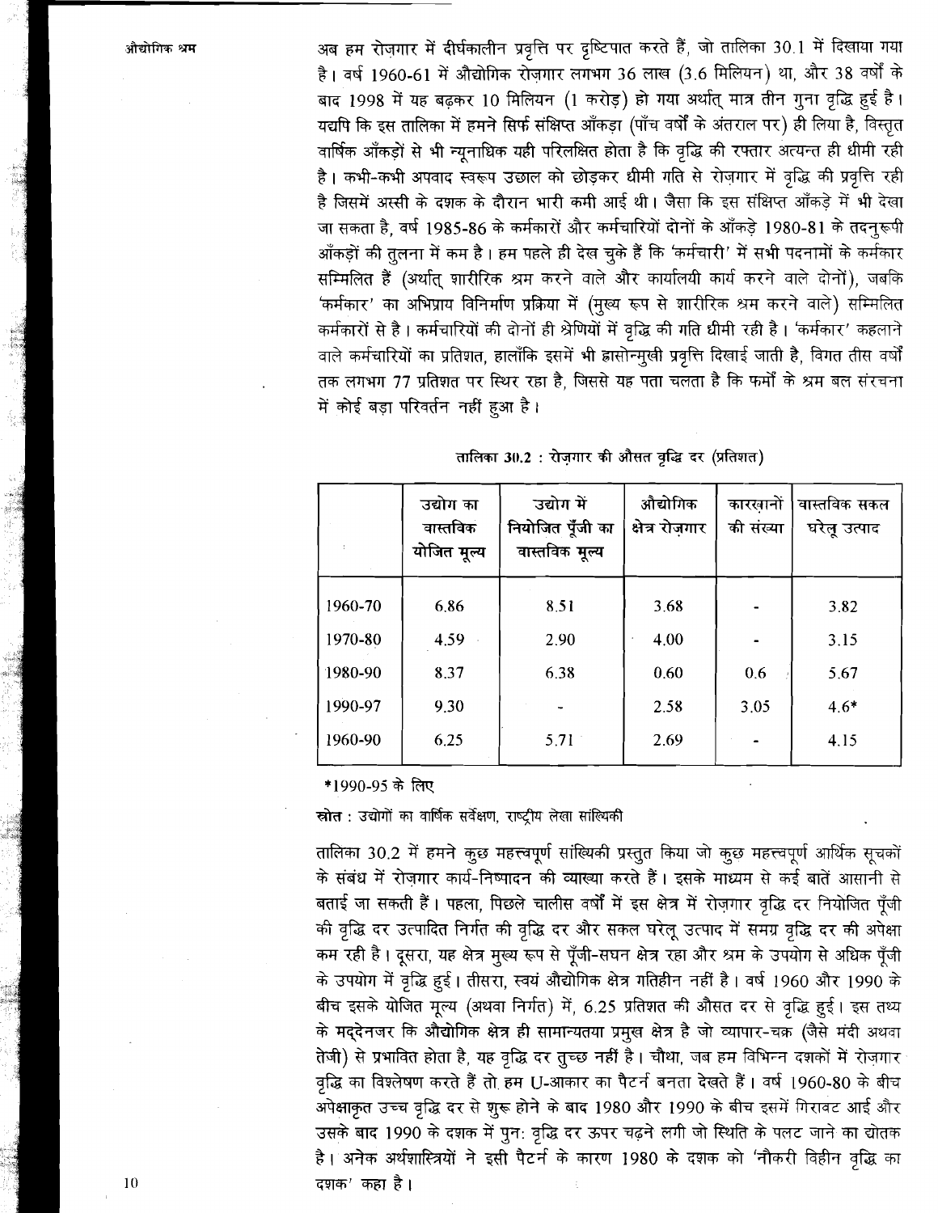अब हम रोज़गार में दीर्घकालीन प्रवृत्ति पर दृष्टिपात करते हैं, जो तालिका 30.1 में दिखाया गया है। वर्ष 1960-61 में औद्योगिक रोज़गार लगभग 36 लाख (3.6 मिलियन) था, और 38 वर्षों के बाद 1998 में यह बढ़कर 10 मिलियन (1 करोड़) हो गया अर्थात् मात्र तीन गुना वृद्धि हुई है। यद्यपि कि इस तालिका में हमने सिर्फ संक्षिप्त आँकड़ा (पाँच वर्षों के अंतराल पर) ही लिया है, विस्तृत वार्षिक आँकड़ों से भी न्यूनाधिक यही परिलक्षित होता है कि वृद्धि की रफ्तार अत्यन्त ही धीमी रही है। कभी-कभी अपवाद स्वरूप उछाल को छोड़कर धीमी गति से रोज़गार में वृद्धि की प्रवृत्ति रही है जिसमें अस्सी के दशक के दौरान भारी कमी आई थी। जैसा कि इस संक्षिप्त आँकड़े में भी देखा जा सकता है, वर्ष 1985-86 के कर्मकारों और कर्मचारियों दोनों के आँकड़े 1980-81 के तदनुरूपी आँकड़ों की तुलना में कम है। हम पहले ही देख चुके हैं कि 'कर्मचारी' में सभी पदनामों के कर्मकार सम्मिलित हैं (अर्थात् शारीरिक श्रम करने वाले और कार्यालयी कार्य करने वाले दोनों), जबकि 'कर्मकार' का अभिप्राय विनिर्माण प्रक्रिया में (मुख्य रूप से शारीरिक श्रम करने वाले) सम्मिलित कर्मकारों से है। कर्मचारियों की दोनों ही श्रेणियों में वृद्धि की गति धीमी रही है। 'कर्मकार' कहलाने वाले कर्मचारियों का प्रतिशत, हालाँकि इसमें भी ह्रासोन्मुखी प्रवृत्ति दिखाई जाती है, विगत तीस वर्षों तक लगभग 77 प्रतिशत पर स्थिर रहा है, जिससे यह पता चलता है कि फर्मों के श्रम बल संरचना में कोई बड़ा परिवर्तन नहीं हुआ है।

**तालिका 30.2 : रोज़गार की औसत वृद्धि दर (प्रतिशत)**

| | उद्योग का वास्तविक योजित मूल्य | उद्योग में नियोजित पूँजी का वास्तविक मूल्य | औद्योगिक क्षेत्र रोज़गार | कारखानों की संख्या | वास्तविक सकल घरेलू उत्पाद |
|---|---|---|---|---|---|
| 1960-70 | 6.86 | 8.51 | 3.68 | - | 3.82 |
| 1970-80 | 4.59 | 2.90 | 4.00 | - | 3.15 |
| 1980-90 | 8.37 | 6.38 | 0.60 | 0.6 | 5.67 |
| 1990-97 | 9.30 | - | 2.58 | 3.05 | 4.6* |
| 1960-90 | 6.25 | 5.71 | 2.69 | - | 4.15 |

*1990-95 के लिए

**स्रोत** : उद्योगों का वार्षिक सर्वेक्षण, राष्ट्रीय लेखा सांख्यिकी

तालिका 30.2 में हमने कुछ महत्त्वपूर्ण सांख्यिकी प्रस्तुत किया जो कुछ महत्त्वपूर्ण आर्थिक सूचकों के संबंध में रोज़गार कार्य-निष्पादन की व्याख्या करते हैं। इसके माध्यम से कई बातें आसानी से बताई जा सकती हैं। पहला, पिछले चालीस वर्षों में इस क्षेत्र में रोज़गार वृद्धि दर नियोजित पूँजी की वृद्धि दर उत्पादित निर्गत की वृद्धि दर और सकल घरेलू उत्पाद में समग्र वृद्धि दर की अपेक्षा कम रही है। दूसरा, यह क्षेत्र मुख्य रूप से पूँजी-सघन क्षेत्र रहा और श्रम के उपयोग से अधिक पूँजी के उपयोग में वृद्धि हुई। तीसरा, स्वयं औद्योगिक क्षेत्र गतिहीन नहीं है। वर्ष 1960 और 1990 के बीच इसके योजित मूल्य (अथवा निर्गत) में, 6.25 प्रतिशत की औसत दर से वृद्धि हुई। इस तथ्य के मद्देनजर कि औद्योगिक क्षेत्र ही सामान्यतया प्रमुख क्षेत्र है जो व्यापार-चक्र (जैसे मंदी अथवा तेजी) से प्रभावित होता है, यह वृद्धि दर तुच्छ नहीं है। चौथा, जब हम विभिन्न दशकों में रोज़गार वृद्धि का विश्लेषण करते हैं तो हम U-आकार का पैटर्न बनता देखते हैं। वर्ष 1960-80 के बीच अपेक्षाकृत उच्च वृद्धि दर से शुरू होने के बाद 1980 और 1990 के बीच इसमें गिरावट आई और उसके बाद 1990 के दशक में पुनः वृद्धि दर ऊपर चढ़ने लगी जो स्थिति के पलट जाने का द्योतक है। अनेक अर्थशास्त्रियों ने इसी पैटर्न के कारण 1980 के दशक को 'नौकरी विहीन वृद्धि का दशक' कहा है।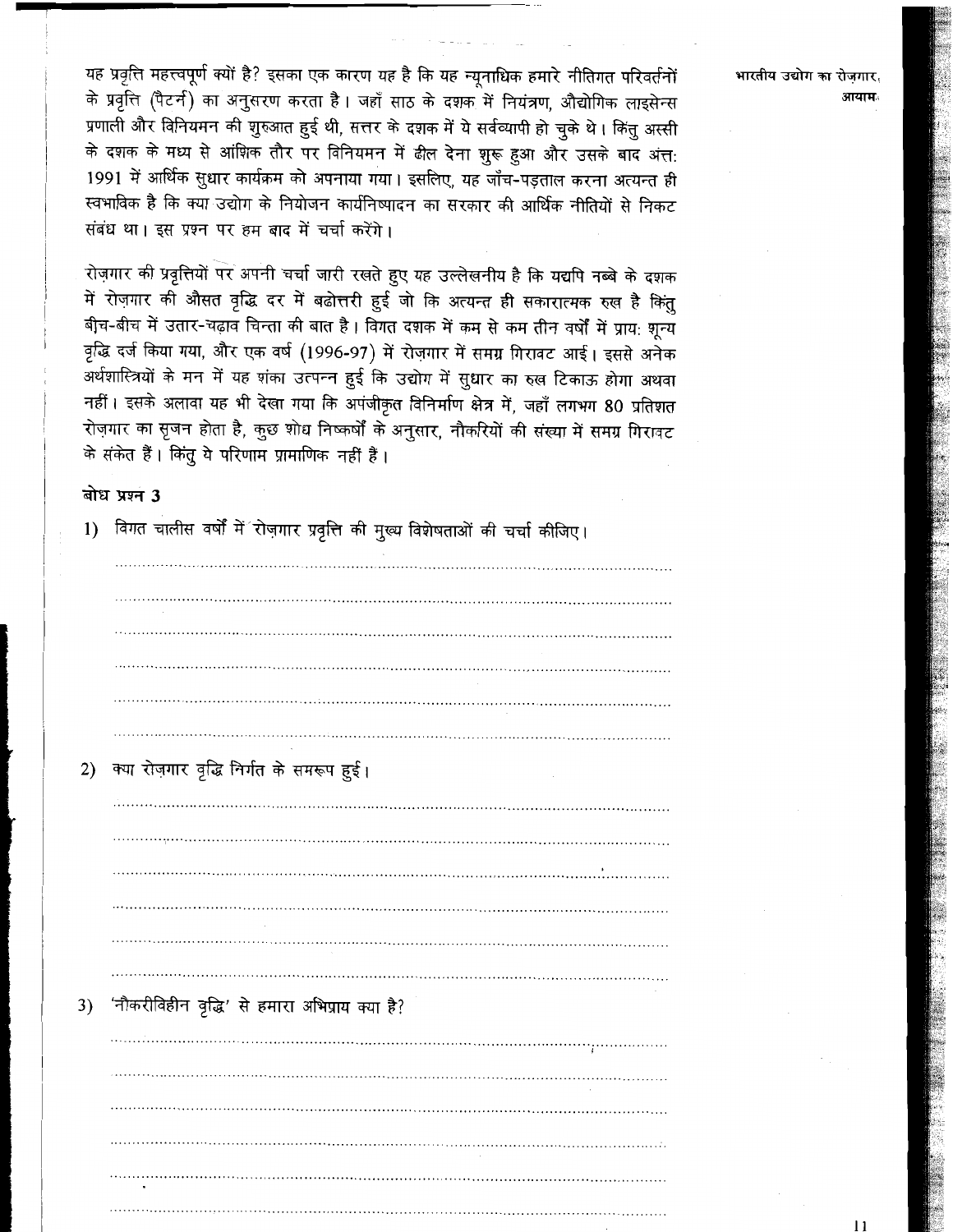यह प्रवृत्ति महत्त्वपूर्ण क्यों है? इसका एक कारण यह है कि यह न्यूनाधिक हमारे नीतिगत परिवर्तनों के प्रवृत्ति (पैटर्न) का अनुसरण करता है। जहाँ साठ के दशक में नियंत्रण, औद्योगिक लाइसेन्स प्रणाली और विनियमन की शुरुआत हुई थी, सत्तर के दशक में ये सर्वव्यापी हो चुके थे। किंतु अस्सी के दशक के मध्य से आंशिक तौर पर विनियमन में ढील देना शुरू हुआ और उसके बाद अंत: 1991 में आर्थिक सुधार कार्यक्रम को अपनाया गया। इसलिए, यह जाँच-पड़ताल करना अत्यन्त ही स्वाभाविक है कि क्या उद्योग के नियोजन कार्यनिष्पादन का सरकार की आर्थिक नीतियों से निकट संबंध था। इस प्रश्न पर हम बाद में चर्चा करेंगे।

रोज़गार की प्रवृत्तियों पर अपनी चर्चा जारी रखते हुए यह उल्लेखनीय है कि यद्यपि नब्बे के दशक में रोज़गार की औसत वृद्धि दर में बढोत्तरी हुई जो कि अत्यन्त ही सकारात्मक रुख है किंतु बीच-बीच में उतार-चढ़ाव चिन्ता की बात है। विगत दशक में कम से कम तीन वर्षों में प्राय: शून्य वृद्धि दर्ज किया गया, और एक वर्ष (1996-97) में रोज़गार में समग्र गिरावट आई। इससे अनेक अर्थशास्त्रियों के मन में यह शंका उत्पन्न हुई कि उद्योग में सुधार का रुख टिकाऊ होगा अथवा नहीं। इसके अलावा यह भी देखा गया कि अपंजीकृत विनिर्माण क्षेत्र में, जहाँ लगभग 80 प्रतिशत रोज़गार का सृजन होता है, कुछ शोध निष्कर्षों के अनुसार, नौकरियों की संख्या में समग्र गिरावट के संकेत हैं। किंतु ये परिणाम प्रामाणिक नहीं हैं।

### बोध प्रश्न 3

1) विगत चालीस वर्षों में रोज़गार प्रवृत्ति की मुख्य विशेषताओं की चर्चा कीजिए।

......................................................................................................................

......................................................................................................................

......................................................................................................................

......................................................................................................................

......................................................................................................................

......................................................................................................................

2) क्या रोज़गार वृद्धि निर्गत के समरूप हुई।

......................................................................................................................

......................................................................................................................

......................................................................................................................

......................................................................................................................

......................................................................................................................

......................................................................................................................

3) 'नौकरीविहीन वृद्धि' से हमारा अभिप्राय क्या है?

......................................................................................................................

......................................................................................................................

......................................................................................................................

......................................................................................................................

......................................................................................................................

......................................................................................................................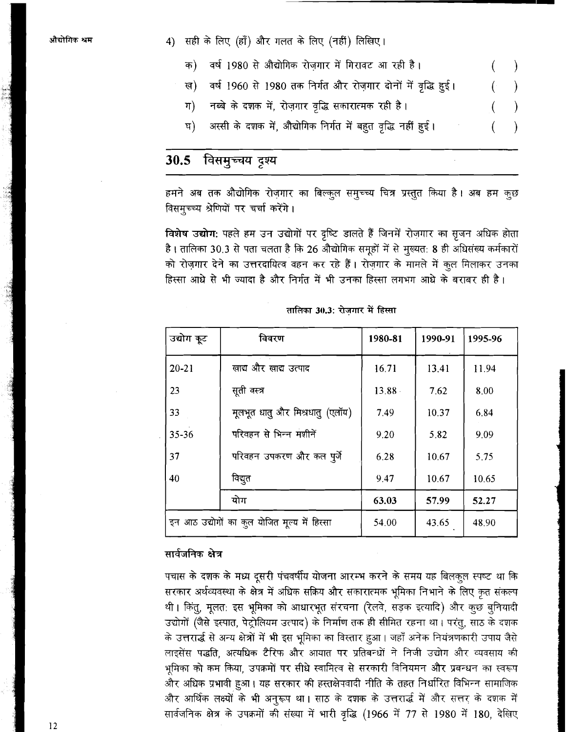4) सही के लिए (हाँ) और गलत के लिए (नहीं) लिखिए।

क) वर्ष 1980 से औद्योगिक रोज़गार में गिरावट आ रही है। ( )

ख) वर्ष 1960 से 1980 तक निर्गत और रोज़गार दोनों में वृद्धि हुई। ( )

ग) नब्बे के दशक में, रोज़गार वृद्धि सकारात्मक रही है। ( )

घ) अस्सी के दशक में, औद्योगिक निर्गत में बहुत वृद्धि नहीं हुई। ( )

## 30.5 विसमुच्चय दृश्य

हमने अब तक औद्योगिक रोज़गार का बिल्कुल समुच्च्य चित्र प्रस्तुत किया है। अब हम कुछ विसमुच्च्य श्रेणियों पर चर्चा करेंगे।

**विशेष उद्योग:** पहले हम उन उद्योगों पर दृष्टि डालते हैं जिनमें रोज़गार का सृजन अधिक होता है। तालिका 30.3 से पता चलता है कि 26 औद्योगिक समूहों में से मुख्यत: 8 ही अधिसंख्य कर्मकारों को रोज़गार देने का उत्तरदायित्व वहन कर रहे हैं। रोज़गार के मामले में कुल मिलाकर उनका हिस्सा आधे से भी ज्यादा है और निर्गत में भी उनका हिस्सा लगभग आधे के बराबर ही है।

**तालिका 30.3: रोज़गार में हिस्सा**

| उद्योग कूट | विवरण | 1980-81 | 1990-91 | 1995-96 |
|---|---|---|---|---|
| 20-21 | खाद्य और खाद्य उत्पाद | 16.71 | 13.41 | 11.94 |
| 23 | सूती वस्त्र | 13.88 | 7.62 | 8.00 |
| 33 | मूलभूत धातु और मिश्रधातु (एलॉय) | 7.49 | 10.37 | 6.84 |
| 35-36 | परिवहन से भिन्न मशीनें | 9.20 | 5.82 | 9.09 |
| 37 | परिवहन उपकरण और कल पुर्जे | 6.28 | 10.67 | 5.75 |
| 40 | विद्युत | 9.47 | 10.67 | 10.65 |
| | योग | **63.03** | **57.99** | **52.27** |
| इन आठ उद्योगों का कुल योजित मूल्य में हिस्सा | | 54.00 | 43.65 | 48.90 |

### सार्वजनिक क्षेत्र

पचास के दशक के मध्य दूसरी पंचवर्षीय योजना आरम्भ करने के समय यह बिलकुल स्पष्ट था कि सरकार अर्थव्यवस्था के क्षेत्र में अधिक सक्रिय और सकारात्मक भूमिका निभाने के लिए कृत संकल्प थी। किंतु, मूलत: इस भूमिका को आधारभूत संरचना (रेलवे, सड़क इत्यादि) और कुछ बुनियादी उद्योगों (जैसे इस्पात, पेट्रोलियम उत्पाद) के निर्माण तक ही सीमित रहना था। परंतु, साठ के दशक के उत्तरार्द्ध से अन्य क्षेत्रों में भी इस भूमिका का विस्तार हुआ। जहाँ अनेक नियंत्रणकारी उपाय जैसे लाइसेंस पद्धति, अत्यधिक टैरिफ और आयात पर प्रतिबन्धों ने निजी उद्योग और व्यवसाय की भूमिका को कम किया, उपक्रमों पर सीधे स्वामित्व से सरकारी विनियमन और प्रबन्धन का स्वरूप और अधिक प्रभावी हुआ। यह सरकार की हस्तक्षेपवादी नीति के तहत निर्धारित विभिन्न सामाजिक और आर्थिक लक्ष्यों के भी अनुरूप था। साठ के दशक के उत्तरार्द्ध में और सत्तर के दशक में सार्वजनिक क्षेत्र के उपक्रमों की संख्या में भारी वृद्धि (1966 में 77 से 1980 में 180, देखिए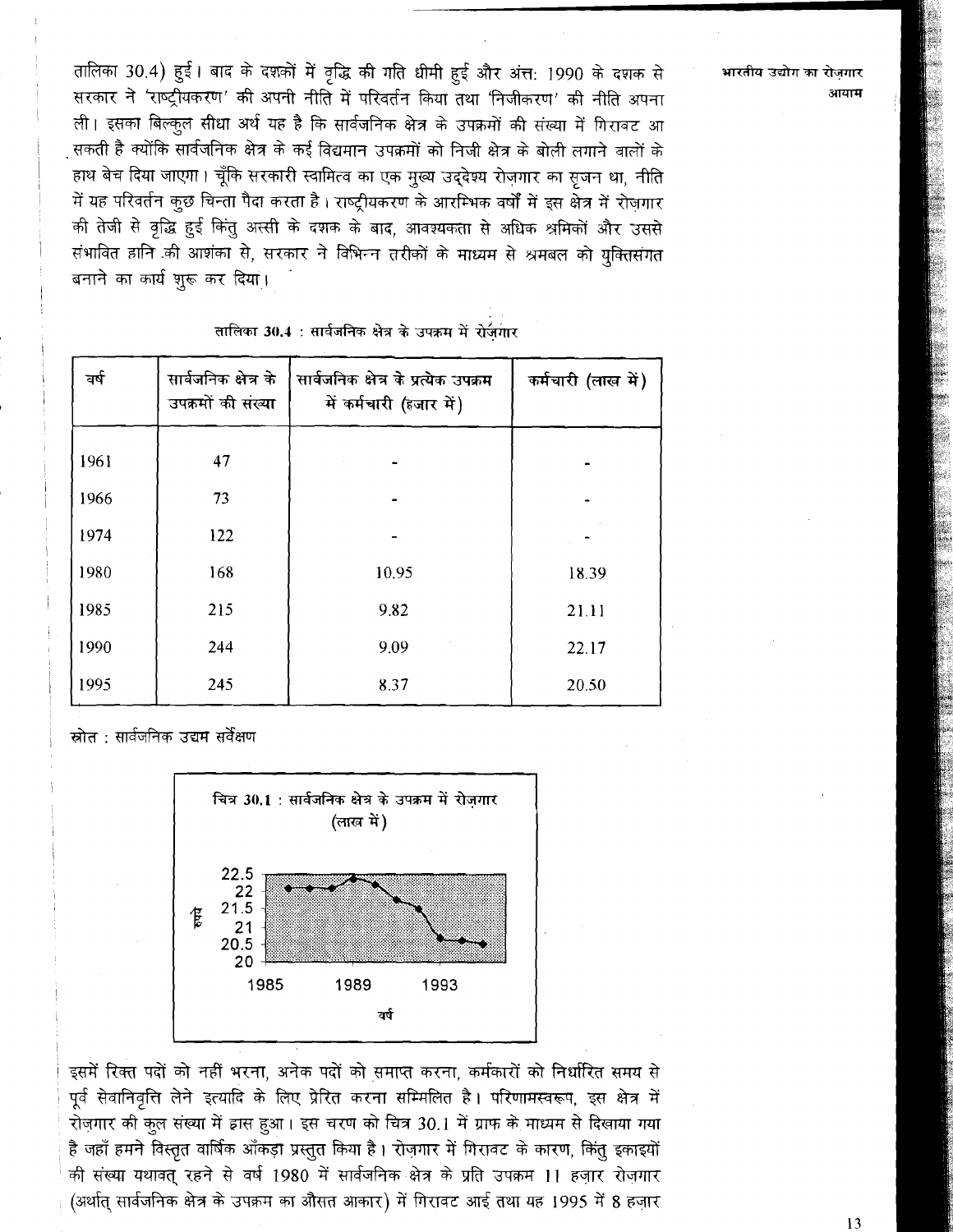तालिका 30.4) हुई। बाद के दशकों में वृद्धि की गति धीमी हुई और अंततः 1990 के दशक से सरकार ने 'राष्ट्रीयकरण' की अपनी नीति में परिवर्तन किया तथा 'निजीकरण' की नीति अपना ली। इसका बिल्कुल सीधा अर्थ यह है कि सार्वजनिक क्षेत्र के उपक्रमों की संख्या में गिरावट आ सकती है क्योंकि सार्वजनिक क्षेत्र के कई विद्यमान उपक्रमों को निजी क्षेत्र के बोली लगाने वालों के हाथ बेच दिया जाएगा। चूँकि सरकारी स्वामित्व का एक मुख्य उद्देश्य रोज़गार का सृजन था, नीति में यह परिवर्तन कुछ चिन्ता पैदा करता है। राष्ट्रीयकरण के आरम्भिक वर्षों में इस क्षेत्र में रोज़गार की तेजी से वृद्धि हुई किंतु अस्सी के दशक के बाद, आवश्यकता से अधिक श्रमिकों और उससे संभावित हानि की आशंका से, सरकार ने विभिन्न तरीकों के माध्यम से श्रमबल को युक्तिसंगत बनाने का कार्य शुरू कर दिया।

तालिका 30.4 : सार्वजनिक क्षेत्र के उपक्रम में रोज़गार

| वर्ष | सार्वजनिक क्षेत्र के उपक्रमों की संख्या | सार्वजनिक क्षेत्र के प्रत्येक उपक्रम में कर्मचारी (हजार में) | कर्मचारी (लाख में) |
|---|---|---|---|
| 1961 | 47 | - | - |
| 1966 | 73 | - | - |
| 1974 | 122 | - | - |
| 1980 | 168 | 10.95 | 18.39 |
| 1985 | 215 | 9.82 | 21.11 |
| 1990 | 244 | 9.09 | 22.17 |
| 1995 | 245 | 8.37 | 20.50 |

स्रोत : सार्वजनिक उद्यम सर्वेक्षण

चित्र 30.1 : सार्वजनिक क्षेत्र के उपक्रम में रोज़गार (लाख में)

इसमें रिक्त पदों को नहीं भरना, अनेक पदों को समाप्त करना, कर्मकारों को निर्धारित समय से पूर्व सेवानिवृत्ति लेने इत्यादि के लिए प्रेरित करना सम्मिलित है। परिणामस्वरूप, इस क्षेत्र में रोज़गार की कुल संख्या में ह्रास हुआ। इस चरण को चित्र 30.1 में ग्राफ के माध्यम से दिखाया गया है जहाँ हमने विस्तृत वार्षिक आँकड़ा प्रस्तुत किया है। रोज़गार में गिरावट के कारण, किंतु इकाइयों की संख्या यथावत् रहने से वर्ष 1980 में सार्वजनिक क्षेत्र के प्रति उपक्रम 11 हज़ार रोज़गार (अर्थात् सार्वजनिक क्षेत्र के उपक्रम का औसत आकार) में गिरावट आई तथा यह 1995 में 8 हज़ार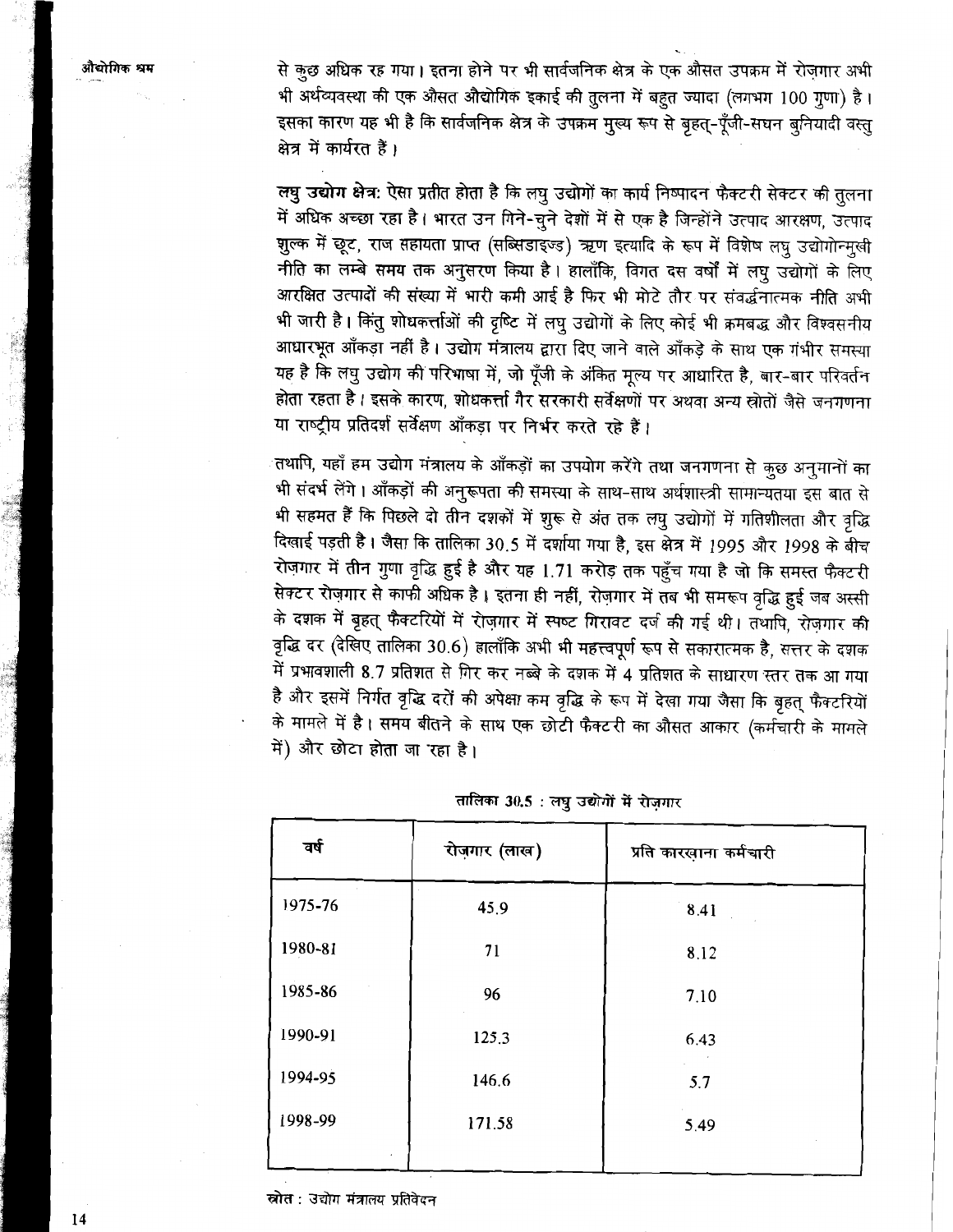से कुछ अधिक रह गया। इतना होने पर भी सार्वजनिक क्षेत्र के एक औसत उपक्रम में रोज़गार अभी भी अर्थव्यवस्था की एक औसत औद्योगिक इकाई की तुलना में बहुत ज्यादा (लगभग 100 गुणा) है। इसका कारण यह भी है कि सार्वजनिक क्षेत्र के उपक्रम मुख्य रूप से बृहत्-पूँजी-सघन बुनियादी वस्तु क्षेत्र में कार्यरत हैं।

**लघु उद्योग क्षेत्र:** ऐसा प्रतीत होता है कि लघु उद्योगों का कार्य निष्पादन फैक्टरी सेक्टर की तुलना में अधिक अच्छा रहा है। भारत उन गिने-चुने देशों में से एक है जिन्होंने उत्पाद आरक्षण, उत्पाद शुल्क में छूट, राज सहायता प्राप्त (सब्सिडाइज्ड) ऋण इत्यादि के रूप में विशेष लघु उद्योगोन्मुखी नीति का लम्बे समय तक अनुसरण किया है। हालाँकि, विगत दस वर्षों में लघु उद्योगों के लिए आरक्षित उत्पादों की संख्या में भारी कमी आई है फिर भी मोटे तौर पर संवर्द्धनात्मक नीति अभी भी जारी है। किंतु शोधकर्त्ताओं की दृष्टि में लघु उद्योगों के लिए कोई भी क्रमबद्ध और विश्वसनीय आधारभूत आँकड़ा नहीं है। उद्योग मंत्रालय द्वारा दिए जाने वाले आँकड़े के साथ एक गंभीर समस्या यह है कि लघु उद्योग की परिभाषा में, जो पूँजी के अंकित मूल्य पर आधारित है, बार-बार परिवर्तन होता रहता है। इसके कारण, शोधकर्त्ता गैर सरकारी सर्वेक्षणों पर अथवा अन्य स्रोतों जैसे जनगणना या राष्ट्रीय प्रतिदर्श सर्वेक्षण आँकड़ा पर निर्भर करते रहे हैं।

तथापि, यहाँ हम उद्योग मंत्रालय के आँकड़ों का उपयोग करेंगे तथा जनगणना से कुछ अनुमानों का भी संदर्भ लेंगे। आँकड़ों की अनुरूपता की समस्या के साथ-साथ अर्थशास्त्री सामान्यतया इस बात से भी सहमत हैं कि पिछले दो तीन दशकों में शुरू से अंत तक लघु उद्योगों में गतिशीलता और वृद्धि दिखाई पड़ती है। जैसा कि तालिका 30.5 में दर्शाया गया है, इस क्षेत्र में 1995 और 1998 के बीच रोज़गार में तीन गुणा वृद्धि हुई है और यह 1.71 करोड़ तक पहुँच गया है जो कि समस्त फैक्टरी सेक्टर रोज़गार से काफी अधिक है। इतना ही नहीं, रोज़गार में तब भी समरूप वृद्धि हुई जब अस्सी के दशक में बृहत् फैक्टरियों में रोज़गार में स्पष्ट गिरावट दर्ज की गई थी। तथापि, रोज़गार की वृद्धि दर (देखिए तालिका 30.6) हालाँकि अभी भी महत्त्वपूर्ण रूप से सकारात्मक है, सत्तर के दशक में प्रभावशाली 8.7 प्रतिशत से गिर कर नब्बे के दशक में 4 प्रतिशत के साधारण स्तर तक आ गया है और इसमें निर्गत वृद्धि दरों की अपेक्षा कम वृद्धि के रूप में देखा गया जैसा कि बृहत् फैक्टरियों के मामले में है। समय बीतने के साथ एक छोटी फैक्टरी का औसत आकार (कर्मचारी के मामले में) और छोटा होता जा रहा है।

**तालिका 30.5 : लघु उद्योगों में रोज़गार**

| वर्ष | रोज़गार (लाख) | प्रति कारखाना कर्मचारी |
|---|---|---|
| 1975-76 | 45.9 | 8.41 |
| 1980-81 | 71 | 8.12 |
| 1985-86 | 96 | 7.10 |
| 1990-91 | 125.3 | 6.43 |
| 1994-95 | 146.6 | 5.7 |
| 1998-99 | 171.58 | 5.49 |

स्रोत : उद्योग मंत्रालय प्रतिवेदन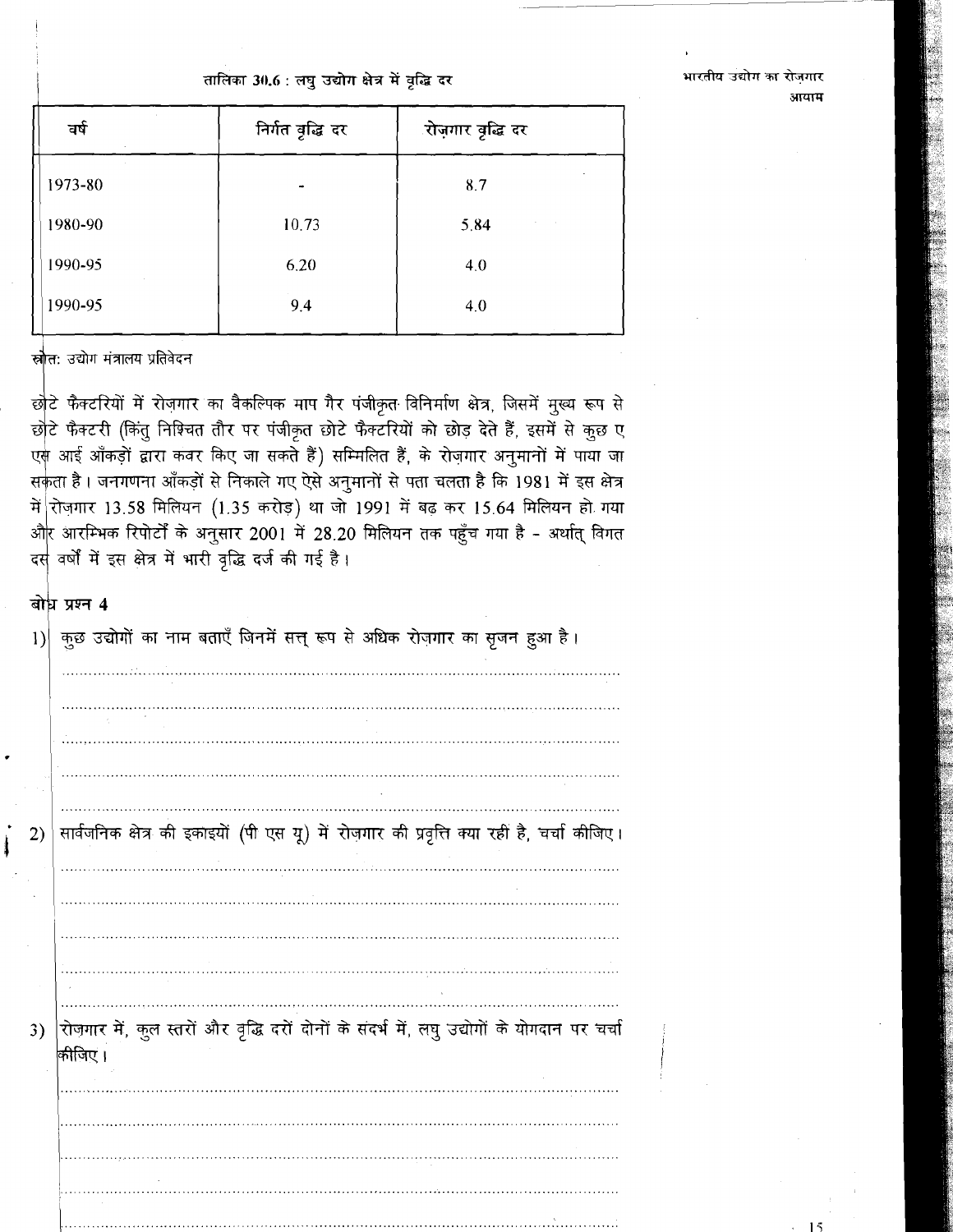तालिका 30.6 : लघु उद्योग क्षेत्र में वृद्धि दर

| वर्ष | निर्गत वृद्धि दर | रोज़गार वृद्धि दर |
|---|---|---|
| 1973-80 | - | 8.7 |
| 1980-90 | 10.73 | 5.84 |
| 1990-95 | 6.20 | 4.0 |
| 1990-95 | 9.4 | 4.0 |

स्रोत: उद्योग मंत्रालय प्रतिवेदन

छोटे फैक्टरियों में रोज़गार का वैकल्पिक माप गैर पंजीकृत विनिर्माण क्षेत्र, जिसमें मुख्य रूप से छोटे फैक्टरी (किंतु निश्चित तौर पर पंजीकृत छोटे फैक्टरियों को छोड़ देते हैं, इसमें से कुछ ए एस आई आँकड़ों द्वारा कवर किए जा सकते हैं) सम्मिलित हैं, के रोज़गार अनुमानों में पाया जा सकता है। जनगणना आँकड़ों से निकाले गए ऐसे अनुमानों से पता चलता है कि 1981 में इस क्षेत्र में रोज़गार 13.58 मिलियन (1.35 करोड़) था जो 1991 में बढ़ कर 15.64 मिलियन हो गया और आरम्भिक रिपोर्टों के अनुसार 2001 में 28.20 मिलियन तक पहुँच गया है – अर्थात् विगत दस वर्षों में इस क्षेत्र में भारी वृद्धि दर्ज की गई है।

**बोध प्रश्न 4**

1) कुछ उद्योगों का नाम बताएँ जिनमें सत्त् रूप से अधिक रोज़गार का सृजन हुआ है।

..............................................................................................................

..............................................................................................................

..............................................................................................................

..............................................................................................................

..............................................................................................................

2) सार्वजनिक क्षेत्र की इकाइयों (पी एस यू) में रोज़गार की प्रवृत्ति क्या रही है, चर्चा कीजिए।

..............................................................................................................

..............................................................................................................

..............................................................................................................

..............................................................................................................

..............................................................................................................

3) रोज़गार में, कुल स्तरों और वृद्धि दरों दोनों के संदर्भ में, लघु उद्योगों के योगदान पर चर्चा कीजिए।

..............................................................................................................

..............................................................................................................

..............................................................................................................

..............................................................................................................

..............................................................................................................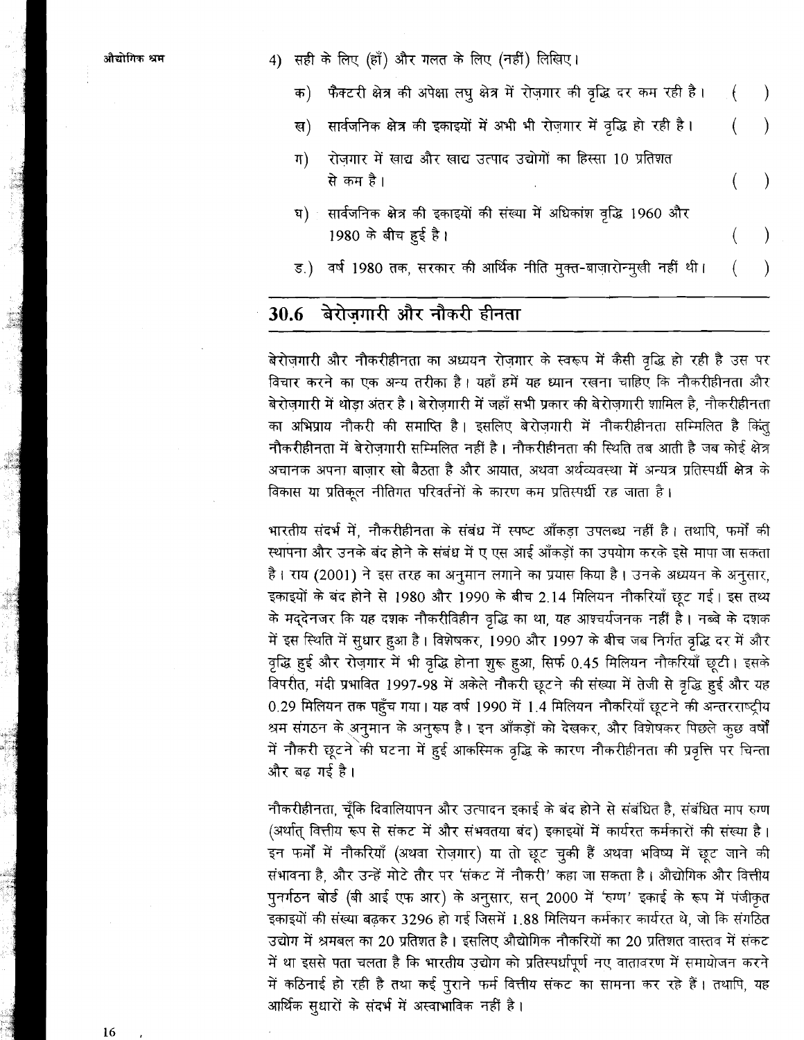4) सही के लिए (हाँ) और गलत के लिए (नहीं) लिखिए।

   क) फैक्टरी क्षेत्र की अपेक्षा लघु क्षेत्र में रोज़गार की वृद्धि दर कम रही है। ( )

   ख) सार्वजनिक क्षेत्र की इकाइयों में अभी भी रोज़गार में वृद्धि हो रही है। ( )

   ग) रोज़गार में खाद्य और खाद्य उत्पाद उद्योगों का हिस्सा 10 प्रतिशत से कम है। ( )

   घ) सार्वजनिक क्षेत्र की इकाइयों की संख्या में अधिकांश वृद्धि 1960 और 1980 के बीच हुई है। ( )

   ङ.) वर्ष 1980 तक, सरकार की आर्थिक नीति मुक्त-बाज़ारोन्मुखी नहीं थी। ( )

## 30.6 बेरोज़गारी और नौकरी हीनता

बेरोज़गारी और नौकरीहीनता का अध्ययन रोज़गार के स्वरूप में कैसी वृद्धि हो रही है उस पर विचार करने का एक अन्य तरीका है। यहाँ हमें यह ध्यान रखना चाहिए कि नौकरीहीनता और बेरोज़गारी में थोड़ा अंतर है। बेरोज़गारी में जहाँ सभी प्रकार की बेरोज़गारी शामिल है, नौकरीहीनता का अभिप्राय नौकरी की समाप्ति है। इसलिए बेरोज़गारी में नौकरीहीनता सम्मिलित है किंतु नौकरीहीनता में बेरोज़गारी सम्मिलित नहीं है। नौकरीहीनता की स्थिति तब आती है जब कोई क्षेत्र अचानक अपना बाज़ार खो बैठता है और आयात, अथवा अर्थव्यवस्था में अन्यत्र प्रतिस्पर्धी क्षेत्र के विकास या प्रतिकूल नीतिगत परिवर्तनों के कारण कम प्रतिस्पर्धी रह जाता है।

भारतीय संदर्भ में, नौकरीहीनता के संबंध में स्पष्ट आँकड़ा उपलब्ध नहीं है। तथापि, फर्मों की स्थापना और उनके बंद होने के संबंध में ए एस आई आँकड़ों का उपयोग करके इसे मापा जा सकता है। राय (2001) ने इस तरह का अनुमान लगाने का प्रयास किया है। उनके अध्ययन के अनुसार, इकाइयों के बंद होने से 1980 और 1990 के बीच 2.14 मिलियन नौकरियाँ छूट गई। इस तथ्य के मद्देनजर कि यह दशक नौकरीविहीन वृद्धि का था, यह आश्चर्यजनक नहीं है। नब्बे के दशक में इस स्थिति में सुधार हुआ है। विशेषकर, 1990 और 1997 के बीच जब निर्गत वृद्धि दर में और वृद्धि हुई और रोज़गार में भी वृद्धि होना शुरू हुआ, सिर्फ 0.45 मिलियन नौकरियाँ छूटी। इसके विपरीत, मंदी प्रभावित 1997-98 में अकेले नौकरी छूटने की संख्या में तेजी से वृद्धि हुई और यह 0.29 मिलियन तक पहुँच गया। यह वर्ष 1990 में 1.4 मिलियन नौकरियाँ छूटने की अन्तरराष्ट्रीय श्रम संगठन के अनुरूप अनुमान के अनुरूप है। इन आँकड़ों को देखकर, और विशेषकर पिछले कुछ वर्षों में नौकरी छूटने की घटना में हुई आकस्मिक वृद्धि के कारण नौकरीहीनता की प्रवृत्ति पर चिन्ता और बढ़ गई है।

नौकरीहीनता, चूँकि दिवालियापन और उत्पादन इकाई के बंद होने से संबंधित है, संबंधित माप रुग्ण (अर्थात् वित्तीय रूप से संकट में और संभवतया बंद) इकाइयों में कार्यरत कर्मकारों की संख्या है। इन फर्मों में नौकरियाँ (अथवा रोज़गार) या तो छूट चुकी हैं अथवा भविष्य में छूट जाने की संभावना है, और उन्हें मोटे तौर पर 'संकट में नौकरी' कहा जा सकता है। औद्योगिक और वित्तीय पुनर्गठन बोर्ड (बी आई एफ आर) के अनुसार, सन् 2000 में 'रुग्ण' इकाई के रूप में पंजीकृत इकाइयों की संख्या बढ़कर 3296 हो गई जिसमें 1.88 मिलियन कर्मकार कार्यरत थे, जो कि संगठित उद्योग में श्रमबल का 20 प्रतिशत है। इसलिए औद्योगिक नौकरियों का 20 प्रतिशत वास्तव में संकट में था इससे पता चलता है कि भारतीय उद्योग को प्रतिस्पर्धापूर्ण नए वातावरण में समायोजन करने में कठिनाई हो रही है तथा कई पुराने फर्म वित्तीय संकट का सामना कर रहे हैं। तथापि, यह आर्थिक सुधारों के संदर्भ में अस्वाभाविक नहीं है।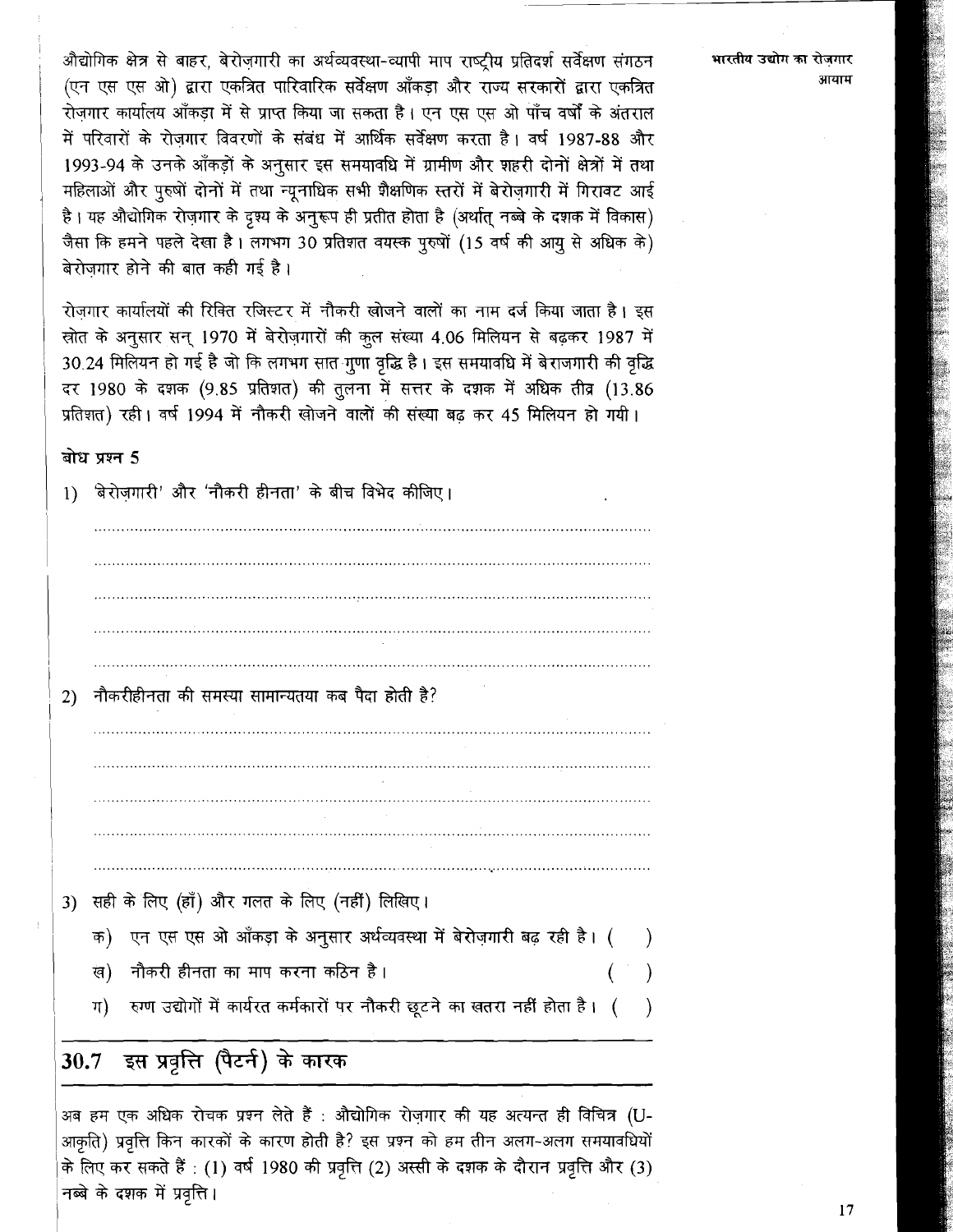औद्योगिक क्षेत्र से बाहर, बेरोज़गारी का अर्थव्यवस्था-व्यापी माप राष्ट्रीय प्रतिदर्श सर्वेक्षण संगठन (एन एस एस ओ) द्वारा एकत्रित पारिवारिक सर्वेक्षण आँकड़ा और राज्य सरकारों द्वारा एकत्रित रोज़गार कार्यालय आँकड़ा में से प्राप्त किया जा सकता है। एन एस एस ओ पाँच वर्षों के अंतराल में परिवारों के रोज़गार विवरणों के संबंध में आर्थिक सर्वेक्षण करता है। वर्ष 1987-88 और 1993-94 के उनके आँकड़ों के अनुसार इस समयावधि में ग्रामीण और शहरी दोनों क्षेत्रों में तथा महिलाओं और पुरुषों दोनों में तथा न्यूनाधिक सभी शैक्षणिक स्तरों में बेरोज़गारी में गिरावट आई है। यह औद्योगिक रोज़गार के दृश्य के अनुरूप ही प्रतीत होता है (अर्थात् नब्बे के दशक में विकास) जैसा कि हमने पहले देखा है। लगभग 30 प्रतिशत वयस्क पुरुषों (15 वर्ष की आयु से अधिक के) बेरोज़गार होने की बात कही गई है।

रोज़गार कार्यालयों की रिक्ति रजिस्टर में नौकरी खोजने वालों का नाम दर्ज किया जाता है। इस स्रोत के अनुसार सन् 1970 में बेरोज़गारों की कुल संख्या 4.06 मिलियन से बढ़कर 1987 में 30.24 मिलियन हो गई है जो कि लगभग सात गुणा वृद्धि है। इस समयावधि में बेराजगारी की वृद्धि दर 1980 के दशक (9.85 प्रतिशत) की तुलना में सत्तर के दशक में अधिक तीव्र (13.86 प्रतिशत) रही। वर्ष 1994 में नौकरी खोजने वालों की संख्या बढ़ कर 45 मिलियन हो गयी।

**बोध प्रश्न 5**

1) 'बेरोज़गारी' और 'नौकरी हीनता' के बीच विभेद कीजिए।

........................................................................................................................

........................................................................................................................

........................................................................................................................

........................................................................................................................

........................................................................................................................

2) नौकरीहीनता की समस्या सामान्यतया कब पैदा होती है?

........................................................................................................................

........................................................................................................................

........................................................................................................................

........................................................................................................................

........................................................................................................................

3) सही के लिए (हाँ) और गलत के लिए (नहीं) लिखिए।

   क) एन एस एस ओ आँकड़ा के अनुसार अर्थव्यवस्था में बेरोज़गारी बढ़ रही है। ( )

   ख) नौकरी हीनता का माप करना कठिन है। ( )

   ग) रुग्ण उद्योगों में कार्यरत कर्मकारों पर नौकरी छूटने का खतरा नहीं होता है। ( )

## 30.7 इस प्रवृत्ति (पैटर्न) के कारक

अब हम एक अधिक रोचक प्रश्न लेते हैं : औद्योगिक रोज़गार की यह अत्यन्त ही विचित्र (U-आकृति) प्रवृत्ति किन कारकों के कारण होती है? इस प्रश्न को हम तीन अलग-अलग समयावधियों के लिए कर सकते हैं : (1) वर्ष 1980 की प्रवृत्ति (2) अस्सी के दशक के दौरान प्रवृत्ति और (3) नब्बे के दशक में प्रवृत्ति।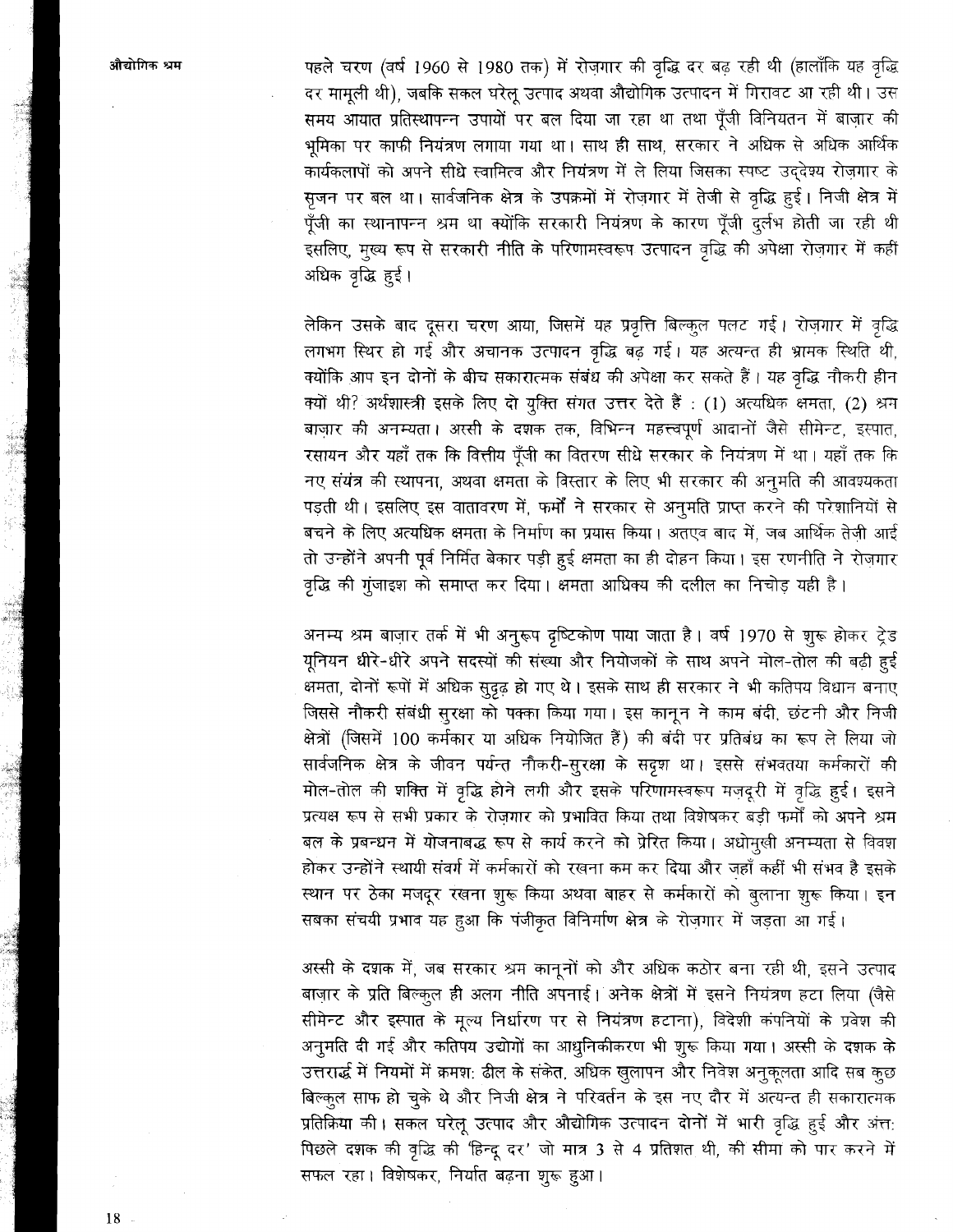पहले चरण (वर्ष 1960 से 1980 तक) में रोज़गार की वृद्धि दर बढ़ रही थी (हालाँकि यह वृद्धि दर मामूली थी), जबकि सकल घरेलू उत्पाद अथवा औद्योगिक उत्पादन में गिरावट आ रही थी। उस समय आयात प्रतिस्थापन्न उपायों पर बल दिया जा रहा था तथा पूँजी विनियतन में बाज़ार की भूमिका पर काफी नियंत्रण लगाया गया था। साथ ही साथ, सरकार ने अधिक से अधिक आर्थिक कार्यकलापों को अपने सीधे स्वामित्व और नियंत्रण में ले लिया जिसका स्पष्ट उद्देश्य रोज़गार के सृजन पर बल था। सार्वजनिक क्षेत्र के उपक्रमों में रोज़गार में तेजी से वृद्धि हुई। निजी क्षेत्र में पूँजी का स्थानापन्न श्रम था क्योंकि सरकारी नियंत्रण के कारण पूँजी दुर्लभ होती जा रही थी इसलिए, मुख्य रूप से सरकारी नीति के परिणामस्वरूप उत्पादन वृद्धि की अपेक्षा रोज़गार में कहीं अधिक वृद्धि हुई।

लेकिन उसके बाद दूसरा चरण आया, जिसमें यह प्रवृत्ति बिल्कुल पलट गई। रोज़गार में वृद्धि लगभग स्थिर हो गई और अचानक उत्पादन वृद्धि बढ़ गई। यह अत्यन्त ही भ्रामक स्थिति थी, क्योंकि आप इन दोनों के बीच सकारात्मक संबंध की अपेक्षा कर सकते हैं। यह वृद्धि नौकरी हीन क्यों थी? अर्थशास्त्री इसके लिए दो युक्ति संगत उत्तर देते हैं : (1) अत्यधिक क्षमता, (2) श्रम बाज़ार की अनम्यता। अस्सी के दशक तक, विभिन्न महत्त्वपूर्ण आदानों जैसे सीमेन्ट, इस्पात, रसायन और यहाँ तक कि वित्तीय पूँजी का वितरण सीधे सरकार के नियंत्रण में था। यहाँ तक कि नए संयंत्र की स्थापना, अथवा क्षमता के विस्तार के लिए भी सरकार की अनुमति की आवश्यकता पड़ती थी। इसलिए इस वातावरण में, फर्मों ने सरकार से अनुमति प्राप्त करने की परेशानियों से बचने के लिए अत्यधिक क्षमता के निर्माण का प्रयास किया। अतएव बाद में, जब आर्थिक तेज़ी आई तो उन्होंने अपनी पूर्व निर्मित बेकार पड़ी हुई क्षमता का ही दोहन किया। इस रणनीति ने रोज़गार वृद्धि की गुंजाइश को समाप्त कर दिया। क्षमता आधिक्य की दलील का निचोड़ यही है।

अनम्य श्रम बाज़ार तर्क में भी अनुरूप दृष्टिकोण पाया जाता है। वर्ष 1970 से शुरू होकर ट्रेड यूनियन धीरे-धीरे अपने सदस्यों की संख्या और नियोजकों के साथ अपने मोल-तोल की बढ़ी हुई क्षमता, दोनों रूपों में अधिक सुदृढ़ हो गए थे। इसके साथ ही सरकार ने भी कतिपय विधान बनाए जिससे नौकरी संबंधी सुरक्षा को पक्का किया गया। इस कानून ने काम बंदी, छंटनी और निजी क्षेत्रों (जिसमें 100 कर्मकार या अधिक नियोजित हैं) की बंदी पर प्रतिबंध का रूप ले लिया जो सार्वजनिक क्षेत्र के जीवन पर्यन्त नौकरी-सुरक्षा के सदृश था। इससे संभवतया कर्मकारों की मोल-तोल की शक्ति में वृद्धि होने लगी और इसके परिणामस्वरूप मज़दूरी में वृद्धि हुई। इसने प्रत्यक्ष रूप से सभी प्रकार के रोज़गार को प्रभावित किया तथा विशेषकर बड़ी फर्मों को अपने श्रम बल के प्रबन्धन में योजनाबद्ध रूप से कार्य करने को प्रेरित किया। अधोमुखी अनम्यता से विवश होकर उन्होंने स्थायी संवर्ग में कर्मकारों को रखना कम कर दिया और जहाँ कहीं भी संभव है इसके स्थान पर ठेका मजदूर रखना शुरू किया अथवा बाहर से कर्मकारों को बुलाना शुरू किया। इन सबका संचयी प्रभाव यह हुआ कि पंजीकृत विनिर्माण क्षेत्र के रोज़गार में जड़ता आ गई।

अस्सी के दशक में, जब सरकार श्रम कानूनों को और अधिक कठोर बना रही थी, इसने उत्पाद बाज़ार के प्रति बिल्कुल ही अलग नीति अपनाई। अनेक क्षेत्रों में इसने नियंत्रण हटा लिया (जैसे सीमेन्ट और इस्पात के मूल्य निर्धारण पर से नियंत्रण हटाना), विदेशी कंपनियों के प्रवेश की अनुमति दी गई और कतिपय उद्योगों का आधुनिकीकरण भी शुरू किया गया। अस्सी के दशक के उत्तरार्द्ध में नियमों में क्रमशः ढील के संकेत, अधिक खुलापन और निवेश अनुकूलता आदि सब कुछ बिल्कुल साफ हो चुके थे और निजी क्षेत्र ने परिवर्तन के इस नए दौर में अत्यन्त ही सकारात्मक प्रतिक्रिया की। सकल घरेलू उत्पाद और औद्योगिक उत्पादन दोनों में भारी वृद्धि हुई और अंततः पिछले दशक की वृद्धि की 'हिन्दू दर' जो मात्र 3 से 4 प्रतिशत थी, की सीमा को पार करने में सफल रहा। विशेषकर, निर्यात बढ़ना शुरू हुआ।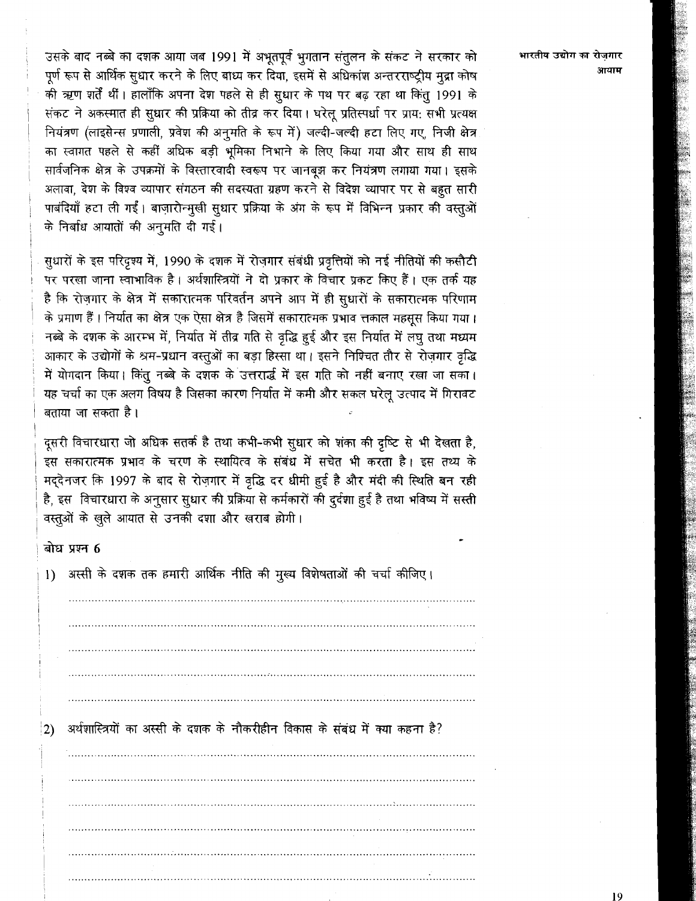उसके बाद नब्बे का दशक आया जब 1991 में अभूतपूर्व भुगतान संतुलन के संकट ने सरकार को पूर्ण रूप से आर्थिक सुधार करने के लिए बाध्य कर दिया, इसमें से अधिकांश अन्तरराष्ट्रीय मुद्रा कोष की ऋण शर्तें थीं। हालाँकि अपना देश पहले से ही सुधार के पथ पर बढ़ रहा था किंतु 1991 के संकट ने अकस्मात ही सुधार की प्रक्रिया को तीव्र कर दिया। घरेलू प्रतिस्पर्धा पर प्रायः सभी प्रत्यक्ष नियंत्रण (लाइसेन्स प्रणाली, प्रवेश की अनुमति के रूप में) जल्दी-जल्दी हटा लिए गए, निजी क्षेत्र का स्वागत पहले से कहीं अधिक बड़ी भूमिका निभाने के लिए किया गया और साथ ही साथ सार्वजनिक क्षेत्र के उपक्रमों के विस्तारवादी स्वरूप पर जानबूझ कर नियंत्रण लगाया गया। इसके अलावा, देश के विश्व व्यापार संगठन की सदस्यता ग्रहण करने से विदेश व्यापार पर से बहुत सारी पाबंदियाँ हटा ली गईं। बाज़ारोन्मुखी सुधार प्रक्रिया के अंग के रूप में विभिन्न प्रकार की वस्तुओं के निर्बाध आयातों की अनुमति दी गई।

सुधारों के इस परिदृश्य में, 1990 के दशक में रोज़गार संबंधी प्रवृत्तियों को नई नीतियों की कसौटी पर परखा जाना स्वाभाविक है। अर्थशास्त्रियों ने दो प्रकार के विचार प्रकट किए हैं। एक तर्क यह है कि रोज़गार के क्षेत्र में सकारात्मक परिवर्तन अपने आप में ही सुधारों के सकारात्मक परिणाम के प्रमाण हैं। निर्यात का क्षेत्र एक ऐसा क्षेत्र है जिसमें सकारात्मक प्रभाव तत्काल महसूस किया गया। नब्बे के दशक के आरम्भ में, निर्यात में तीव्र गति से वृद्धि हुई और इस निर्यात में लघु तथा मध्यम आकार के उद्योगों के श्रम-प्रधान वस्तुओं का बड़ा हिस्सा था। इसने निश्चित तौर से रोज़गार वृद्धि में योगदान किया। किंतु नब्बे के दशक के उत्तरार्द्ध में इस गति को नहीं बनाए रखा जा सका। यह चर्चा का एक अलग विषय है जिसका कारण निर्यात में कमी और सकल घरेलू उत्पाद में गिरावट बताया जा सकता है।

दूसरी विचारधारा जो अधिक सतर्क है तथा कभी-कभी सुधार को शंका की दृष्टि से भी देखता है, इस सकारात्मक प्रभाव के चरण के स्थायित्व के संबंध में सचेत भी करता है। इस तथ्य के मद्देनजर कि 1997 के बाद से रोज़गार में वृद्धि दर धीमी हुई है और मंदी की स्थिति बन रही है, इस विचारधारा के अनुसार सुधार की प्रक्रिया से कर्मकारों की दुर्दशा हुई है तथा भविष्य में सस्ती वस्तुओं के खुले आयात से उनकी दशा और खराब होगी।

**बोध प्रश्न 6**

1) अस्सी के दशक तक हमारी आर्थिक नीति की मुख्य विशेषताओं की चर्चा कीजिए।

.....................................................................................................................

.....................................................................................................................

.....................................................................................................................

.....................................................................................................................

.....................................................................................................................

2) अर्थशास्त्रियों का अस्सी के दशक के नौकरीहीन विकास के संबंध में क्या कहना है?

.....................................................................................................................

.....................................................................................................................

.....................................................................................................................

.....................................................................................................................

.....................................................................................................................

.....................................................................................................................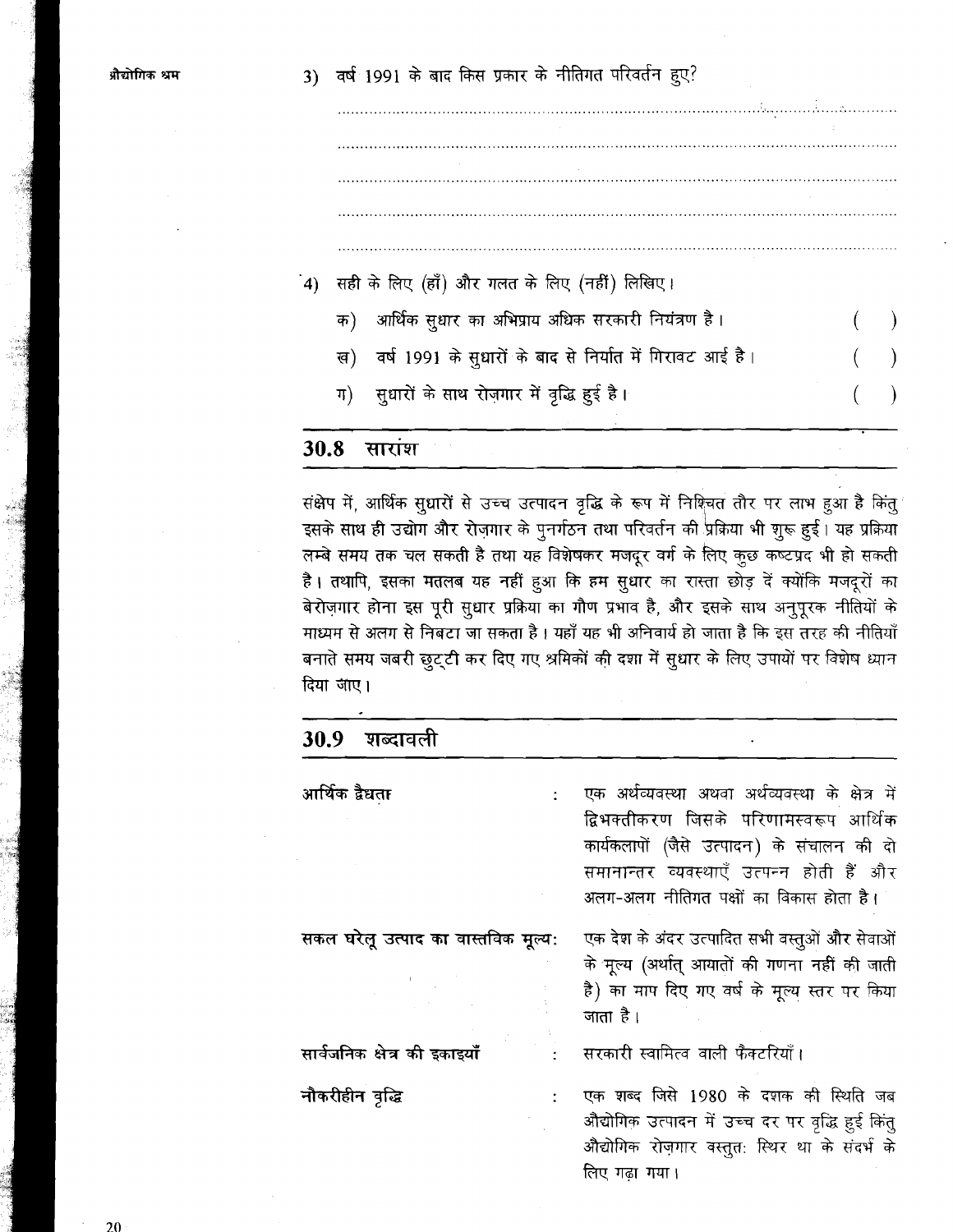3) वर्ष 1991 के बाद किस प्रकार के नीतिगत परिवर्तन हुए?

..........................................................................................................................

..........................................................................................................................

..........................................................................................................................

..........................................................................................................................

..........................................................................................................................

4) सही के लिए (हाँ) और गलत के लिए (नहीं) लिखिए।

   क) आर्थिक सुधार का अभिप्राय अधिक सरकारी नियंत्रण है। ( )

   ख) वर्ष 1991 के सुधारों के बाद से निर्यात में गिरावट आई है। ( )

   ग) सुधारों के साथ रोज़गार में वृद्धि हुई है। ( )

## 30.8 सारांश

संक्षेप में, आर्थिक सुधारों से उच्च उत्पादन वृद्धि के रूप में निश्चित तौर पर लाभ हुआ है किंतु इसके साथ ही उद्योग और रोज़गार के पुनर्गठन तथा परिवर्तन की प्रक्रिया भी शुरू हुई। यह प्रक्रिया लम्बे समय तक चल सकती है तथा यह विशेषकर मजदूर वर्ग के लिए कुछ कष्टप्रद भी हो सकती है। तथापि, इसका मतलब यह नहीं हुआ कि हम सुधार का रास्ता छोड़ दें क्योंकि मजदूरों का बेरोज़गार होना इस पूरी सुधार प्रक्रिया का गौण प्रभाव है, और इसके साथ अनुपूरक नीतियों के माध्यम से अलग से निबटा जा सकता है। यहाँ यह भी अनिवार्य हो जाता है कि इस तरह की नीतियाँ बनाते समय जबरी छुट्टी कर दिए गए श्रमिकों की दशा में सुधार के लिए उपायों पर विशेष ध्यान दिया जाए।

## 30.9 शब्दावली

**आर्थिक द्वैधता** : एक अर्थव्यवस्था अथवा अर्थव्यवस्था के क्षेत्र में द्विभक्तीकरण जिसके परिणामस्वरूप आर्थिक कार्यकलापों (जैसे उत्पादन) के संचालन की दो समानान्तर व्यवस्थाएँ उत्पन्न होती हैं और अलग-अलग नीतिगत पक्षों का विकास होता है।

**सकल घरेलू उत्पाद का वास्तविक मूल्य:** एक देश के अंदर उत्पादित सभी वस्तुओं और सेवाओं के मूल्य (अर्थात् आयातों की गणना नहीं की जाती है) का माप दिए गए वर्ष के मूल्य स्तर पर किया जाता है।

**सार्वजनिक क्षेत्र की इकाइयाँ** : सरकारी स्वामित्व वाली फैक्टरियाँ।

**नौकरीहीन वृद्धि** : एक शब्द जिसे 1980 के दशक की स्थिति जब औद्योगिक उत्पादन में उच्च दर पर वृद्धि हुई किंतु औद्योगिक रोज़गार वस्तुतः स्थिर था के संदर्भ के लिए गढ़ा गया।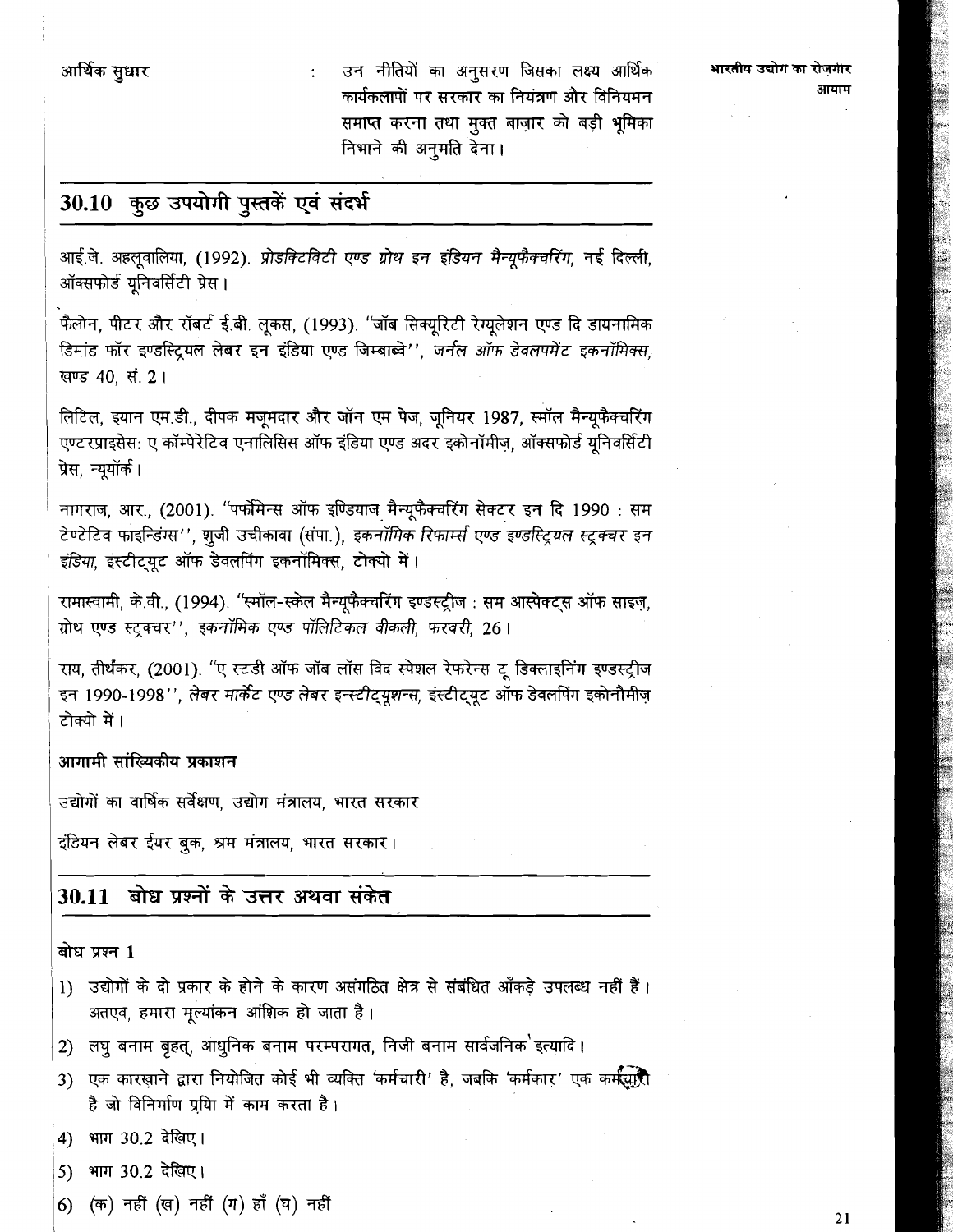आर्थिक सुधार : उन नीतियों का अनुसरण जिसका लक्ष्य आर्थिक कार्यकलापों पर सरकार का नियंत्रण और विनियमन समाप्त करना तथा मुक्त बाज़ार को बड़ी भूमिका निभाने की अनुमति देना।

## 30.10 कुछ उपयोगी पुस्तकें एवं संदर्भ

आई.जे. अहलूवालिया, (1992). *प्रोडक्टिविटी एण्ड ग्रोथ इन इंडियन मैन्यूफैक्चरिंग*, नई दिल्ली, ऑक्सफोर्ड यूनिवर्सिटी प्रेस।

फैलोन, पीटर और रॉबर्ट ई.बी. लूकस, (1993). "जॉब सिक्यूरिटी रेग्यूलेशन एण्ड दि डायनामिक डिमांड फॉर इण्डस्ट्रियल लेबर इन इंडिया एण्ड जिम्बाब्वे", *जर्नल ऑफ डेवलपमेंट इकनॉमिक्स*, खण्ड 40, सं. 2।

लिटिल, इयान एम.डी., दीपक मजूमदार और जॉन एम पेज, जूनियर 1987, स्मॉल मैन्यूफैक्चरिंग एण्टरप्राइसेस: ए कॉम्पेरेटिव एनालिसिस ऑफ इंडिया एण्ड अदर इकोनॉमीज़, ऑक्सफोर्ड यूनिवर्सिटी प्रेस, न्यूयॉर्क।

नागराज, आर., (2001). "पर्फोमेन्स ऑफ इण्डियाज मैन्यूफैक्चरिंग सेक्टर इन दि 1990 : सम टेण्टेटिव फाइन्डिंग्स", शुजी उचीकावा (संपा.), *इकनॉमिक रिफार्म्स एण्ड इण्डस्ट्रियल स्ट्रक्चर इन इंडिया*, इंस्टीट्यूट ऑफ डेवलपिंग इकनॉमिक्स, टोक्यो में।

रामास्वामी, के.वी., (1994). "स्मॉल-स्केल मैन्यूफैक्चरिंग इण्डस्ट्रीज : सम आस्पेक्ट्स ऑफ साइज़, ग्रोथ एण्ड स्ट्रक्चर", *इकनॉमिक एण्ड पॉलिटिकल वीकली, फरवरी,* 26।

राय, तीर्थंकर, (2001). "ए स्टडी ऑफ जॉब लॉस विद स्पेशल रेफरेन्स टू डिक्लाइनिंग इण्डस्ट्रीज इन 1990-1998", *लेबर मार्केट एण्ड लेबर इन्स्टीट्यूशन्स*, इंस्टीट्यूट ऑफ डेवलपिंग इकोनौमीज़ टोक्यो में।

**आगामी सांख्यिकीय प्रकाशन**

उद्योगों का वार्षिक सर्वेक्षण, उद्योग मंत्रालय, भारत सरकार

इंडियन लेबर ईयर बुक, श्रम मंत्रालय, भारत सरकार।

## 30.11 बोध प्रश्नों के उत्तर अथवा संकेत

**बोध प्रश्न 1**

1) उद्योगों के दो प्रकार के होने के कारण असंगठित क्षेत्र से संबंधित आँकड़े उपलब्ध नहीं हैं। अतएव, हमारा मूल्यांकन आंशिक हो जाता है।
2) लघु बनाम बृहत्, आधुनिक बनाम परम्परागत, निजी बनाम सार्वजनिक इत्यादि।
3) एक कारख़ाने द्वारा नियोजित कोई भी व्यक्ति 'कर्मचारी' है, जबकि 'कर्मकार' एक कर्मचारी है जो विनिर्माण प्रयिा में काम करता है।
4) भाग 30.2 देखिए।
5) भाग 30.2 देखिए।
6) (क) नहीं (ख) नहीं (ग) हाँ (घ) नहीं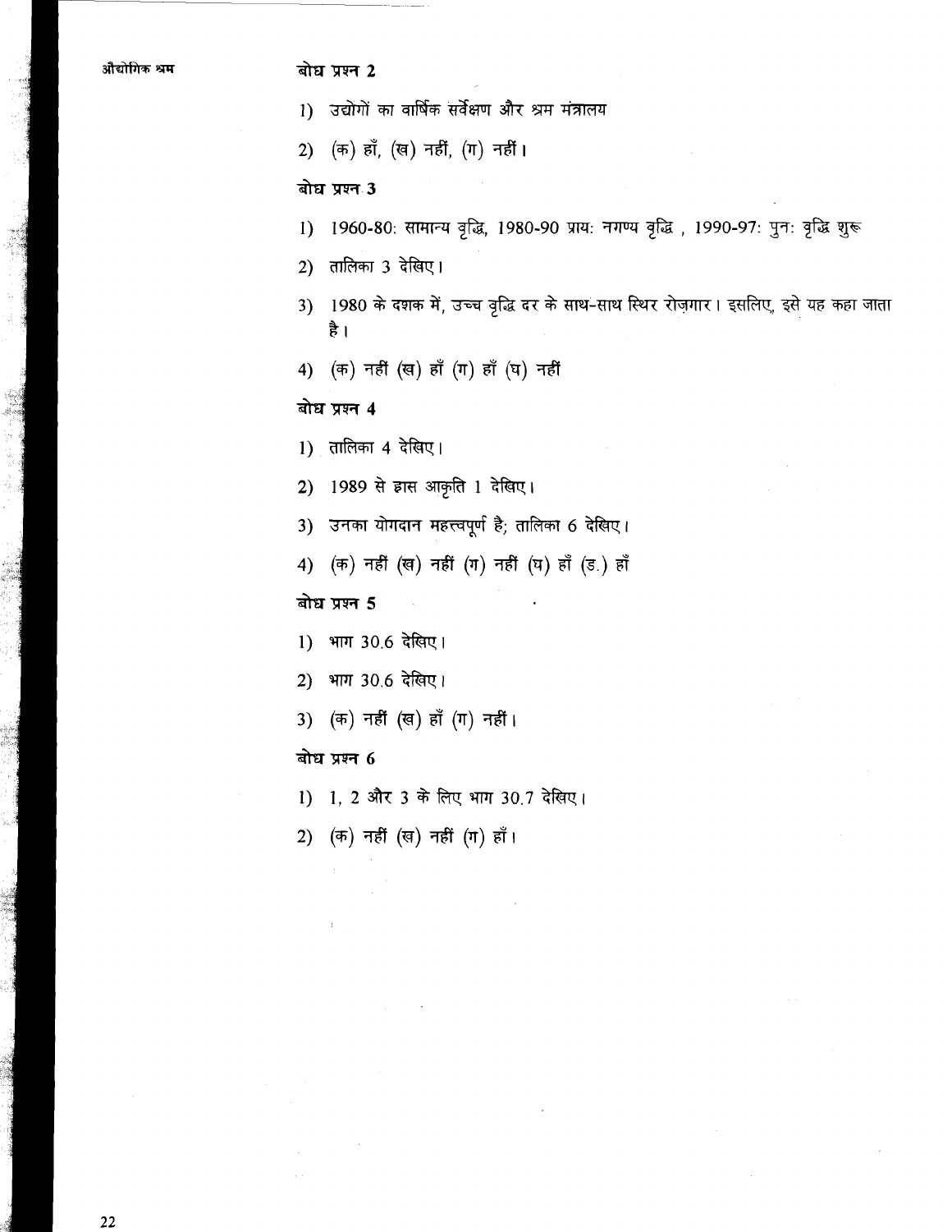### बोध प्रश्न 2

1) उद्योगों का वार्षिक सर्वेक्षण और श्रम मंत्रालय
2) (क) हाँ, (ख) नहीं, (ग) नहीं।

### बोध प्रश्न 3

1) 1960-80: सामान्य वृद्धि, 1980-90 प्रायः नगण्य वृद्धि , 1990-97: पुनः वृद्धि शुरू
2) तालिका 3 देखिए।
3) 1980 के दशक में, उच्च वृद्धि दर के साथ-साथ स्थिर रोज़गार। इसलिए, इसे यह कहा जाता है।
4) (क) नहीं (ख) हाँ (ग) हाँ (घ) नहीं

### बोध प्रश्न 4

1) तालिका 4 देखिए।
2) 1989 से ह्रास आकृति 1 देखिए।
3) उनका योगदान महत्त्वपूर्ण है; तालिका 6 देखिए।
4) (क) नहीं (ख) नहीं (ग) नहीं (घ) हाँ (ङ) हाँ

### बोध प्रश्न 5

1) भाग 30.6 देखिए।
2) भाग 30.6 देखिए।
3) (क) नहीं (ख) हाँ (ग) नहीं।

### बोध प्रश्न 6

1) 1, 2 और 3 के लिए भाग 30.7 देखिए।
2) (क) नहीं (ख) नहीं (ग) हाँ।